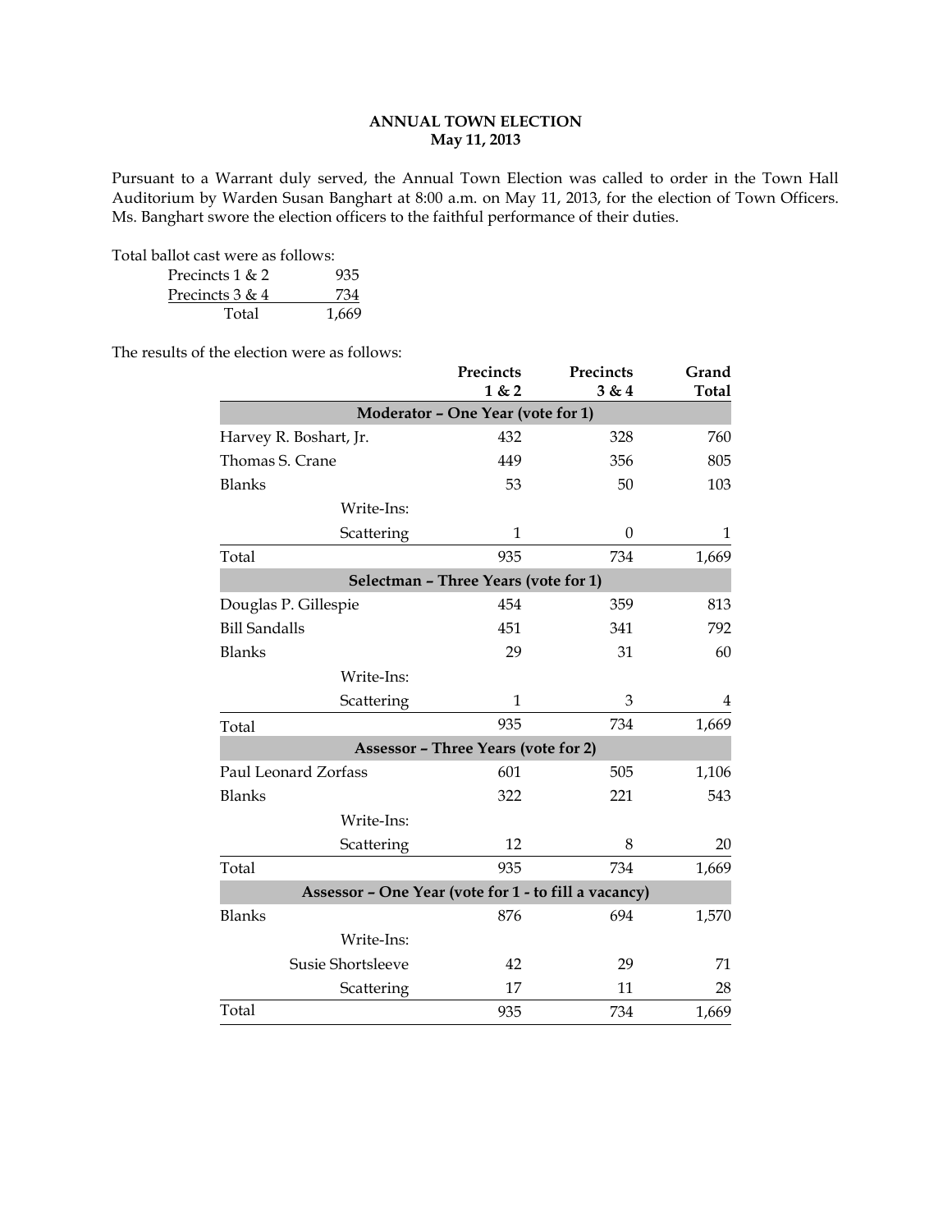## ANNUAL TOWN ELECTION
### May 11, 2013

Pursuant to a Warrant duly served, the Annual Town Election was called to order in the Town Hall Auditorium by Warden Susan Banghart at 8:00 a.m. on May 11, 2013, for the election of Town Officers. Ms. Banghart swore the election officers to the faithful performance of their duties.

Total ballot cast were as follows:

| | |
|---|---|
| Precincts 1 & 2 | 935 |
| Precincts 3 & 4 | 734 |
| Total | 1,669 |

The results of the election were as follows:

| | Precincts 1 & 2 | Precincts 3 & 4 | Grand Total |
|---|---|---|---|
| **Moderator – One Year (vote for 1)** | | | |
| Harvey R. Boshart, Jr. | 432 | 328 | 760 |
| Thomas S. Crane | 449 | 356 | 805 |
| Blanks | 53 | 50 | 103 |
| Write-Ins: | | | |
| Scattering | 1 | 0 | 1 |
| Total | 935 | 734 | 1,669 |
| **Selectman – Three Years (vote for 1)** | | | |
| Douglas P. Gillespie | 454 | 359 | 813 |
| Bill Sandalls | 451 | 341 | 792 |
| Blanks | 29 | 31 | 60 |
| Write-Ins: | | | |
| Scattering | 1 | 3 | 4 |
| Total | 935 | 734 | 1,669 |
| **Assessor – Three Years (vote for 2)** | | | |
| Paul Leonard Zorfass | 601 | 505 | 1,106 |
| Blanks | 322 | 221 | 543 |
| Write-Ins: | | | |
| Scattering | 12 | 8 | 20 |
| Total | 935 | 734 | 1,669 |
| **Assessor – One Year (vote for 1 - to fill a vacancy)** | | | |
| Blanks | 876 | 694 | 1,570 |
| Write-Ins: | | | |
| Susie Shortsleeve | 42 | 29 | 71 |
| Scattering | 17 | 11 | 28 |
| Total | 935 | 734 | 1,669 |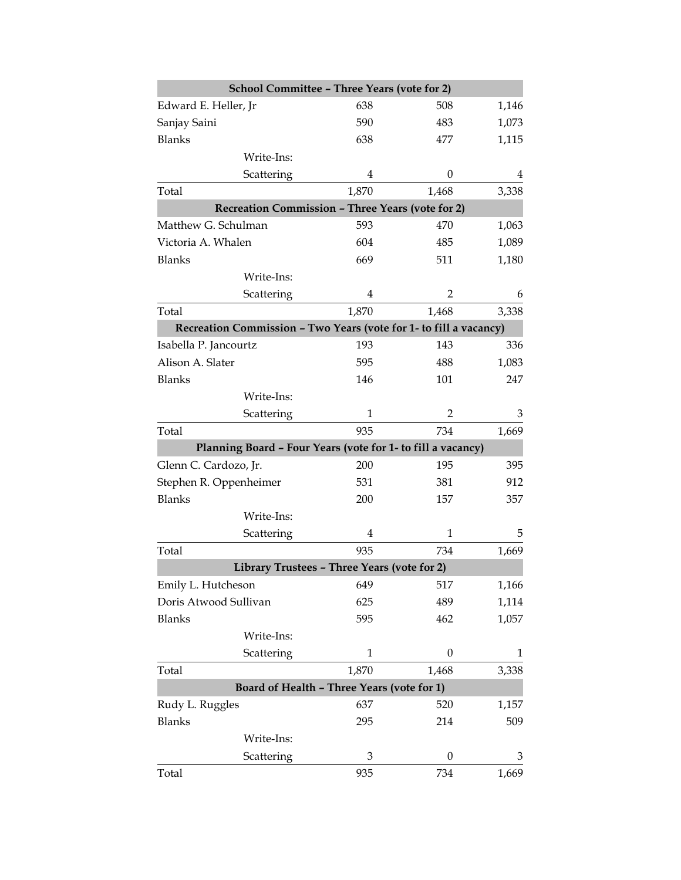| School Committee – Three Years (vote for 2) | | | |
|---|---|---|---|
| Edward E. Heller, Jr | 638 | 508 | 1,146 |
| Sanjay Saini | 590 | 483 | 1,073 |
| Blanks | 638 | 477 | 1,115 |
| Write-Ins: | | | |
| Scattering | 4 | 0 | 4 |
| Total | 1,870 | 1,468 | 3,338 |

| Recreation Commission – Three Years (vote for 2) | | | |
|---|---|---|---|
| Matthew G. Schulman | 593 | 470 | 1,063 |
| Victoria A. Whalen | 604 | 485 | 1,089 |
| Blanks | 669 | 511 | 1,180 |
| Write-Ins: | | | |
| Scattering | 4 | 2 | 6 |
| Total | 1,870 | 1,468 | 3,338 |

| Recreation Commission – Two Years (vote for 1- to fill a vacancy) | | | |
|---|---|---|---|
| Isabella P. Jancourtz | 193 | 143 | 336 |
| Alison A. Slater | 595 | 488 | 1,083 |
| Blanks | 146 | 101 | 247 |
| Write-Ins: | | | |
| Scattering | 1 | 2 | 3 |
| Total | 935 | 734 | 1,669 |

| Planning Board – Four Years (vote for 1- to fill a vacancy) | | | |
|---|---|---|---|
| Glenn C. Cardozo, Jr. | 200 | 195 | 395 |
| Stephen R. Oppenheimer | 531 | 381 | 912 |
| Blanks | 200 | 157 | 357 |
| Write-Ins: | | | |
| Scattering | 4 | 1 | 5 |
| Total | 935 | 734 | 1,669 |

| Library Trustees – Three Years (vote for 2) | | | |
|---|---|---|---|
| Emily L. Hutcheson | 649 | 517 | 1,166 |
| Doris Atwood Sullivan | 625 | 489 | 1,114 |
| Blanks | 595 | 462 | 1,057 |
| Write-Ins: | | | |
| Scattering | 1 | 0 | 1 |
| Total | 1,870 | 1,468 | 3,338 |

| Board of Health – Three Years (vote for 1) | | | |
|---|---|---|---|
| Rudy L. Ruggles | 637 | 520 | 1,157 |
| Blanks | 295 | 214 | 509 |
| Write-Ins: | | | |
| Scattering | 3 | 0 | 3 |
| Total | 935 | 734 | 1,669 |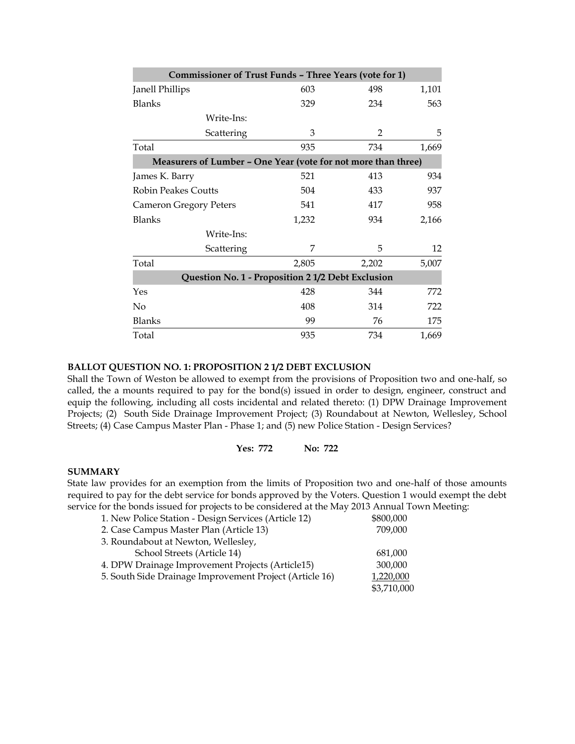| Commissioner of Trust Funds – Three Years (vote for 1) | | | | |
|---|---|---|---|---|
| Janell Phillips | | 603 | 498 | 1,101 |
| Blanks | | 329 | 234 | 563 |
| | Write-Ins: | | | |
| | Scattering | 3 | 2 | 5 |
| Total | | 935 | 734 | 1,669 |
| **Measurers of Lumber – One Year (vote for not more than three)** | | | | |
| James K. Barry | | 521 | 413 | 934 |
| Robin Peakes Coutts | | 504 | 433 | 937 |
| Cameron Gregory Peters | | 541 | 417 | 958 |
| Blanks | | 1,232 | 934 | 2,166 |
| | Write-Ins: | | | |
| | Scattering | 7 | 5 | 12 |
| Total | | 2,805 | 2,202 | 5,007 |
| **Question No. 1 - Proposition 2 1/2 Debt Exclusion** | | | | |
| Yes | | 428 | 344 | 772 |
| No | | 408 | 314 | 722 |
| Blanks | | 99 | 76 | 175 |
| Total | | 935 | 734 | 1,669 |

**BALLOT QUESTION NO. 1: PROPOSITION 2 1/2 DEBT EXCLUSION**

Shall the Town of Weston be allowed to exempt from the provisions of Proposition two and one-half, so called, the a mounts required to pay for the bond(s) issued in order to design, engineer, construct and equip the following, including all costs incidental and related thereto: (1) DPW Drainage Improvement Projects; (2) South Side Drainage Improvement Project; (3) Roundabout at Newton, Wellesley, School Streets; (4) Case Campus Master Plan - Phase 1; and (5) new Police Station - Design Services?

**Yes: 772 No: 722**

**SUMMARY**

State law provides for an exemption from the limits of Proposition two and one-half of those amounts required to pay for the debt service for bonds approved by the Voters. Question 1 would exempt the debt service for the bonds issued for projects to be considered at the May 2013 Annual Town Meeting:

| | |
|---|---|
| 1. New Police Station - Design Services (Article 12) | $800,000 |
| 2. Case Campus Master Plan (Article 13) | 709,000 |
| 3. Roundabout at Newton, Wellesley, School Streets (Article 14) | 681,000 |
| 4. DPW Drainage Improvement Projects (Article15) | 300,000 |
| 5. South Side Drainage Improvement Project (Article 16) | 1,220,000 |
| | $3,710,000 |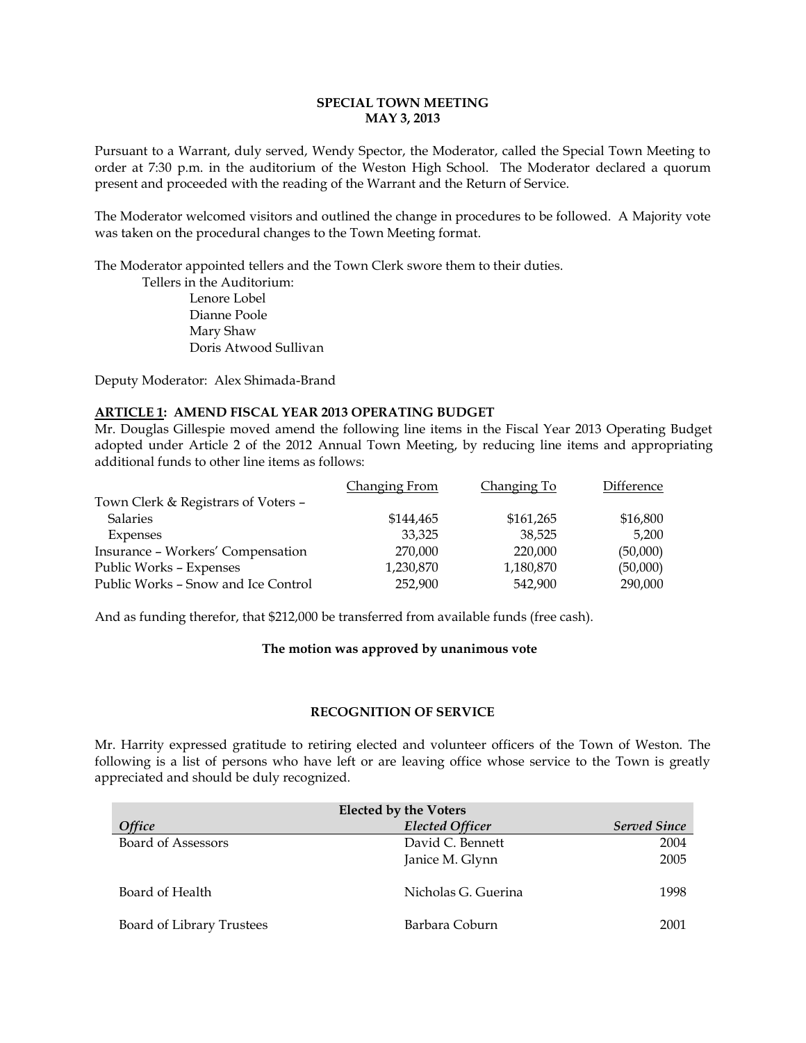**SPECIAL TOWN MEETING**
**MAY 3, 2013**

Pursuant to a Warrant, duly served, Wendy Spector, the Moderator, called the Special Town Meeting to order at 7:30 p.m. in the auditorium of the Weston High School. The Moderator declared a quorum present and proceeded with the reading of the Warrant and the Return of Service.

The Moderator welcomed visitors and outlined the change in procedures to be followed. A Majority vote was taken on the procedural changes to the Town Meeting format.

The Moderator appointed tellers and the Town Clerk swore them to their duties.

Tellers in the Auditorium:
- Lenore Lobel
- Dianne Poole
- Mary Shaw
- Doris Atwood Sullivan

Deputy Moderator: Alex Shimada-Brand

**ARTICLE 1: AMEND FISCAL YEAR 2013 OPERATING BUDGET**

Mr. Douglas Gillespie moved amend the following line items in the Fiscal Year 2013 Operating Budget adopted under Article 2 of the 2012 Annual Town Meeting, by reducing line items and appropriating additional funds to other line items as follows:

| | Changing From | Changing To | Difference |
|---|---|---|---|
| Town Clerk & Registrars of Voters – | | | |
| Salaries | $144,465 | $161,265 | $16,800 |
| Expenses | 33,325 | 38,525 | 5,200 |
| Insurance – Workers' Compensation | 270,000 | 220,000 | (50,000) |
| Public Works – Expenses | 1,230,870 | 1,180,870 | (50,000) |
| Public Works – Snow and Ice Control | 252,900 | 542,900 | 290,000 |

And as funding therefor, that $212,000 be transferred from available funds (free cash).

**The motion was approved by unanimous vote**

**RECOGNITION OF SERVICE**

Mr. Harrity expressed gratitude to retiring elected and volunteer officers of the Town of Weston. The following is a list of persons who have left or are leaving office whose service to the Town is greatly appreciated and should be duly recognized.

| Elected by the Voters | | |
|---|---|---|
| *Office* | *Elected Officer* | *Served Since* |
| Board of Assessors | David C. Bennett | 2004 |
| | Janice M. Glynn | 2005 |
| Board of Health | Nicholas G. Guerina | 1998 |
| Board of Library Trustees | Barbara Coburn | 2001 |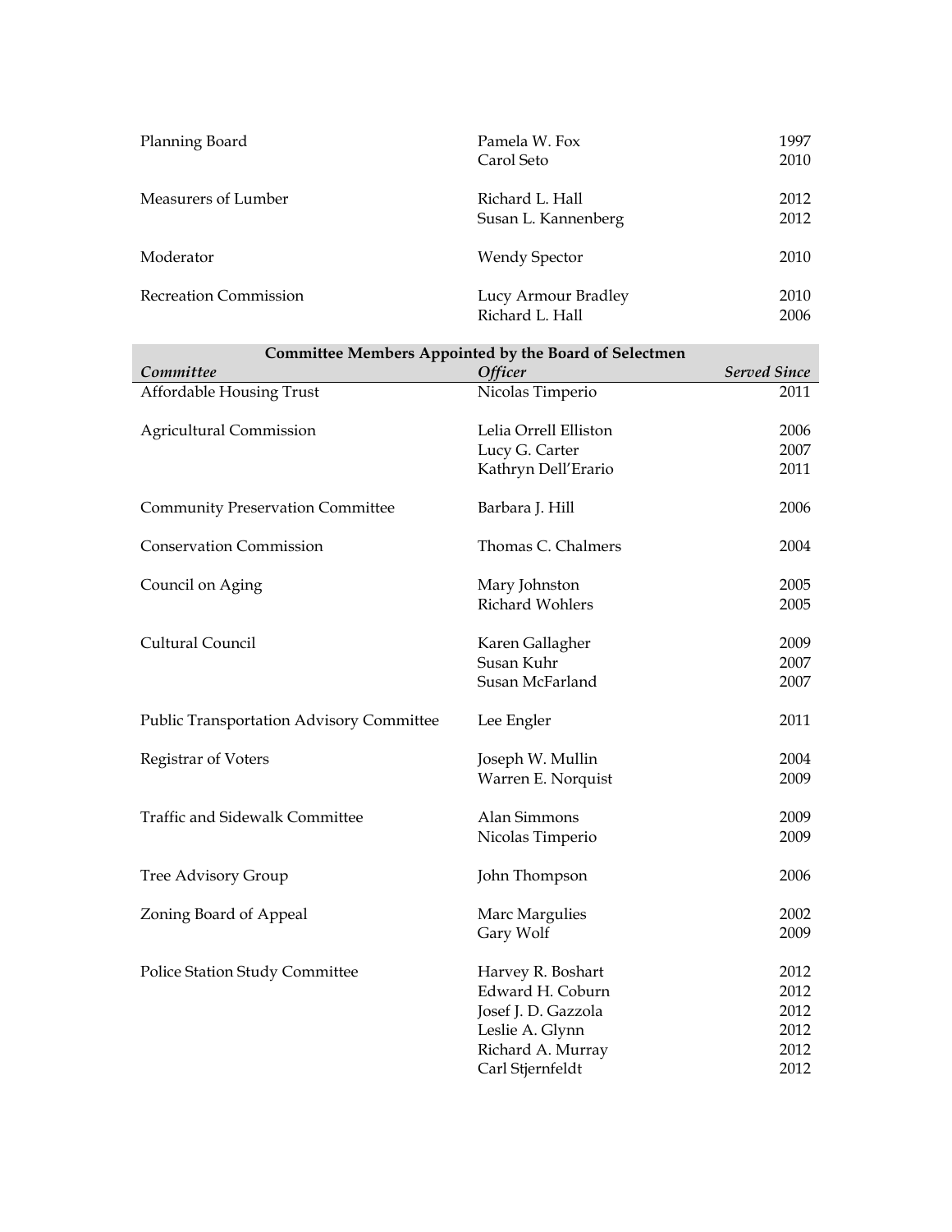| | | |
|---|---|---|
| Planning Board | Pamela W. Fox | 1997 |
| | Carol Seto | 2010 |
| Measurers of Lumber | Richard L. Hall | 2012 |
| | Susan L. Kannenberg | 2012 |
| Moderator | Wendy Spector | 2010 |
| Recreation Commission | Lucy Armour Bradley | 2010 |
| | Richard L. Hall | 2006 |

| Committee Members Appointed by the Board of Selectmen | | |
|---|---|---|
| *Committee* | *Officer* | *Served Since* |
| Affordable Housing Trust | Nicolas Timperio | 2011 |
| Agricultural Commission | Lelia Orrell Elliston | 2006 |
| | Lucy G. Carter | 2007 |
| | Kathryn Dell'Erario | 2011 |
| Community Preservation Committee | Barbara J. Hill | 2006 |
| Conservation Commission | Thomas C. Chalmers | 2004 |
| Council on Aging | Mary Johnston | 2005 |
| | Richard Wohlers | 2005 |
| Cultural Council | Karen Gallagher | 2009 |
| | Susan Kuhr | 2007 |
| | Susan McFarland | 2007 |
| Public Transportation Advisory Committee | Lee Engler | 2011 |
| Registrar of Voters | Joseph W. Mullin | 2004 |
| | Warren E. Norquist | 2009 |
| Traffic and Sidewalk Committee | Alan Simmons | 2009 |
| | Nicolas Timperio | 2009 |
| Tree Advisory Group | John Thompson | 2006 |
| Zoning Board of Appeal | Marc Margulies | 2002 |
| | Gary Wolf | 2009 |
| Police Station Study Committee | Harvey R. Boshart | 2012 |
| | Edward H. Coburn | 2012 |
| | Josef J. D. Gazzola | 2012 |
| | Leslie A. Glynn | 2012 |
| | Richard A. Murray | 2012 |
| | Carl Stjernfeldt | 2012 |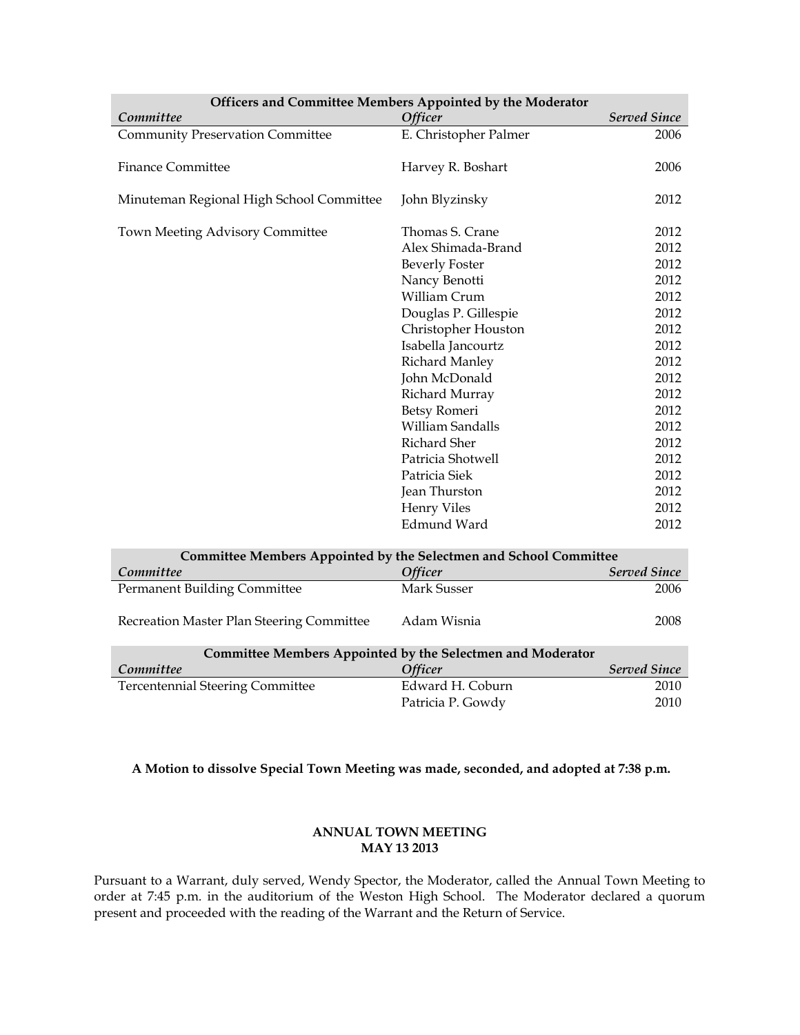| Officers and Committee Members Appointed by the Moderator | | |
|---|---|---|
| *Committee* | *Officer* | *Served Since* |
| Community Preservation Committee | E. Christopher Palmer | 2006 |
| Finance Committee | Harvey R. Boshart | 2006 |
| Minuteman Regional High School Committee | John Blyzinsky | 2012 |
| Town Meeting Advisory Committee | Thomas S. Crane | 2012 |
| | Alex Shimada-Brand | 2012 |
| | Beverly Foster | 2012 |
| | Nancy Benotti | 2012 |
| | William Crum | 2012 |
| | Douglas P. Gillespie | 2012 |
| | Christopher Houston | 2012 |
| | Isabella Jancourtz | 2012 |
| | Richard Manley | 2012 |
| | John McDonald | 2012 |
| | Richard Murray | 2012 |
| | Betsy Romeri | 2012 |
| | William Sandalls | 2012 |
| | Richard Sher | 2012 |
| | Patricia Shotwell | 2012 |
| | Patricia Siek | 2012 |
| | Jean Thurston | 2012 |
| | Henry Viles | 2012 |
| | Edmund Ward | 2012 |

| Committee Members Appointed by the Selectmen and School Committee | | |
|---|---|---|
| *Committee* | *Officer* | *Served Since* |
| Permanent Building Committee | Mark Susser | 2006 |
| Recreation Master Plan Steering Committee | Adam Wisnia | 2008 |

| Committee Members Appointed by the Selectmen and Moderator | | |
|---|---|---|
| *Committee* | *Officer* | *Served Since* |
| Tercentennial Steering Committee | Edward H. Coburn | 2010 |
| | Patricia P. Gowdy | 2010 |

**A Motion to dissolve Special Town Meeting was made, seconded, and adopted at 7:38 p.m.**

## ANNUAL TOWN MEETING
## MAY 13 2013

Pursuant to a Warrant, duly served, Wendy Spector, the Moderator, called the Annual Town Meeting to order at 7:45 p.m. in the auditorium of the Weston High School. The Moderator declared a quorum present and proceeded with the reading of the Warrant and the Return of Service.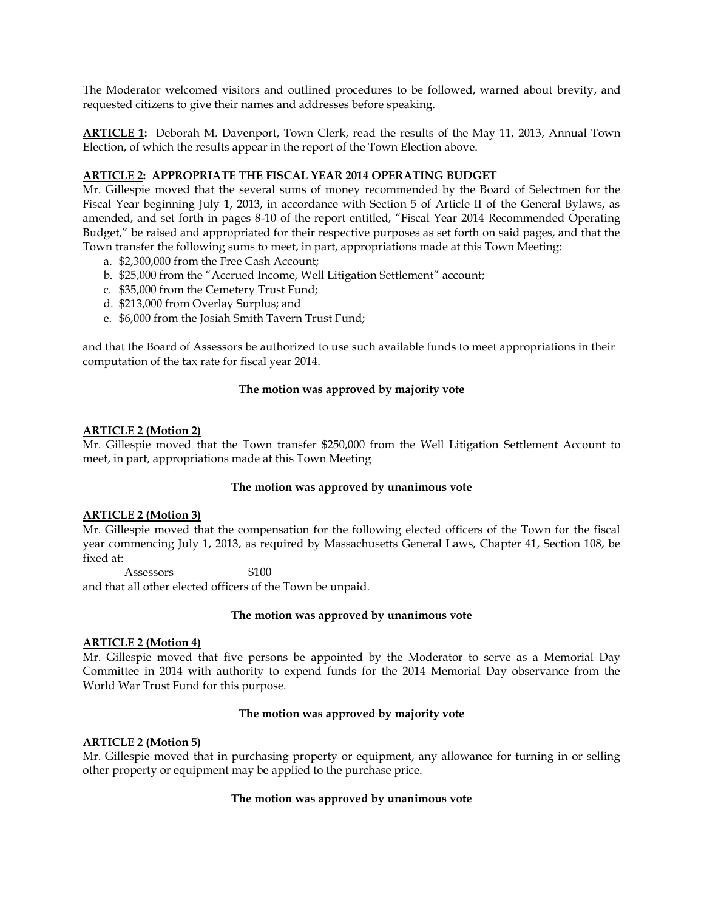The Moderator welcomed visitors and outlined procedures to be followed, warned about brevity, and requested citizens to give their names and addresses before speaking.

**ARTICLE 1:** Deborah M. Davenport, Town Clerk, read the results of the May 11, 2013, Annual Town Election, of which the results appear in the report of the Town Election above.

**ARTICLE 2: APPROPRIATE THE FISCAL YEAR 2014 OPERATING BUDGET**

Mr. Gillespie moved that the several sums of money recommended by the Board of Selectmen for the Fiscal Year beginning July 1, 2013, in accordance with Section 5 of Article II of the General Bylaws, as amended, and set forth in pages 8-10 of the report entitled, "Fiscal Year 2014 Recommended Operating Budget," be raised and appropriated for their respective purposes as set forth on said pages, and that the Town transfer the following sums to meet, in part, appropriations made at this Town Meeting:

a. $2,300,000 from the Free Cash Account;
b. $25,000 from the "Accrued Income, Well Litigation Settlement" account;
c. $35,000 from the Cemetery Trust Fund;
d. $213,000 from Overlay Surplus; and
e. $6,000 from the Josiah Smith Tavern Trust Fund;

and that the Board of Assessors be authorized to use such available funds to meet appropriations in their computation of the tax rate for fiscal year 2014.

**The motion was approved by majority vote**

**ARTICLE 2 (Motion 2)**

Mr. Gillespie moved that the Town transfer $250,000 from the Well Litigation Settlement Account to meet, in part, appropriations made at this Town Meeting

**The motion was approved by unanimous vote**

**ARTICLE 2 (Motion 3)**

Mr. Gillespie moved that the compensation for the following elected officers of the Town for the fiscal year commencing July 1, 2013, as required by Massachusetts General Laws, Chapter 41, Section 108, be fixed at:

Assessors $100

and that all other elected officers of the Town be unpaid.

**The motion was approved by unanimous vote**

**ARTICLE 2 (Motion 4)**

Mr. Gillespie moved that five persons be appointed by the Moderator to serve as a Memorial Day Committee in 2014 with authority to expend funds for the 2014 Memorial Day observance from the World War Trust Fund for this purpose.

**The motion was approved by majority vote**

**ARTICLE 2 (Motion 5)**

Mr. Gillespie moved that in purchasing property or equipment, any allowance for turning in or selling other property or equipment may be applied to the purchase price.

**The motion was approved by unanimous vote**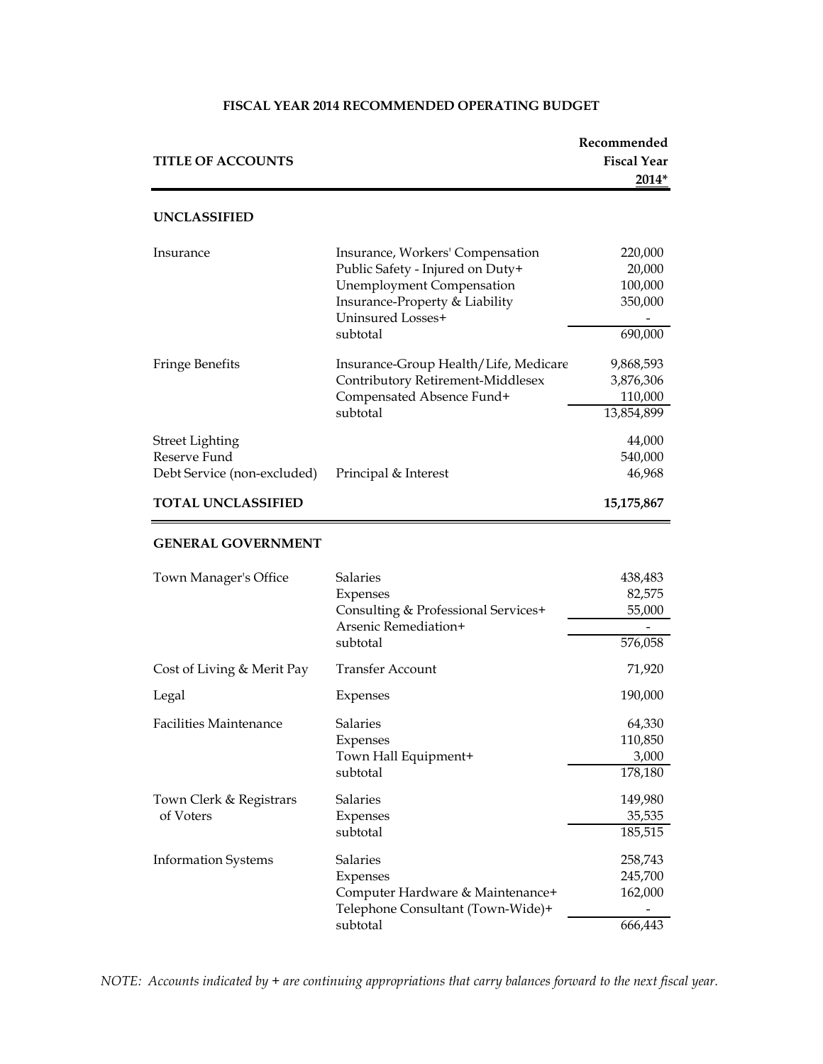**FISCAL YEAR 2014 RECOMMENDED OPERATING BUDGET**

| TITLE OF ACCOUNTS | | Recommended Fiscal Year 2014* |
|---|---|---|
| **UNCLASSIFIED** | | |
| Insurance | Insurance, Workers' Compensation | 220,000 |
| | Public Safety - Injured on Duty+ | 20,000 |
| | Unemployment Compensation | 100,000 |
| | Insurance-Property & Liability | 350,000 |
| | Uninsured Losses+ | - |
| | subtotal | 690,000 |
| Fringe Benefits | Insurance-Group Health/Life, Medicare | 9,868,593 |
| | Contributory Retirement-Middlesex | 3,876,306 |
| | Compensated Absence Fund+ | 110,000 |
| | subtotal | 13,854,899 |
| Street Lighting | | 44,000 |
| Reserve Fund | | 540,000 |
| Debt Service (non-excluded) | Principal & Interest | 46,968 |
| **TOTAL UNCLASSIFIED** | | **15,175,867** |
| **GENERAL GOVERNMENT** | | |
| Town Manager's Office | Salaries | 438,483 |
| | Expenses | 82,575 |
| | Consulting & Professional Services+ | 55,000 |
| | Arsenic Remediation+ | - |
| | subtotal | 576,058 |
| Cost of Living & Merit Pay | Transfer Account | 71,920 |
| Legal | Expenses | 190,000 |
| Facilities Maintenance | Salaries | 64,330 |
| | Expenses | 110,850 |
| | Town Hall Equipment+ | 3,000 |
| | subtotal | 178,180 |
| Town Clerk & Registrars of Voters | Salaries | 149,980 |
| | Expenses | 35,535 |
| | subtotal | 185,515 |
| Information Systems | Salaries | 258,743 |
| | Expenses | 245,700 |
| | Computer Hardware & Maintenance+ | 162,000 |
| | Telephone Consultant (Town-Wide)+ | - |
| | subtotal | 666,443 |

*NOTE: Accounts indicated by + are continuing appropriations that carry balances forward to the next fiscal year.*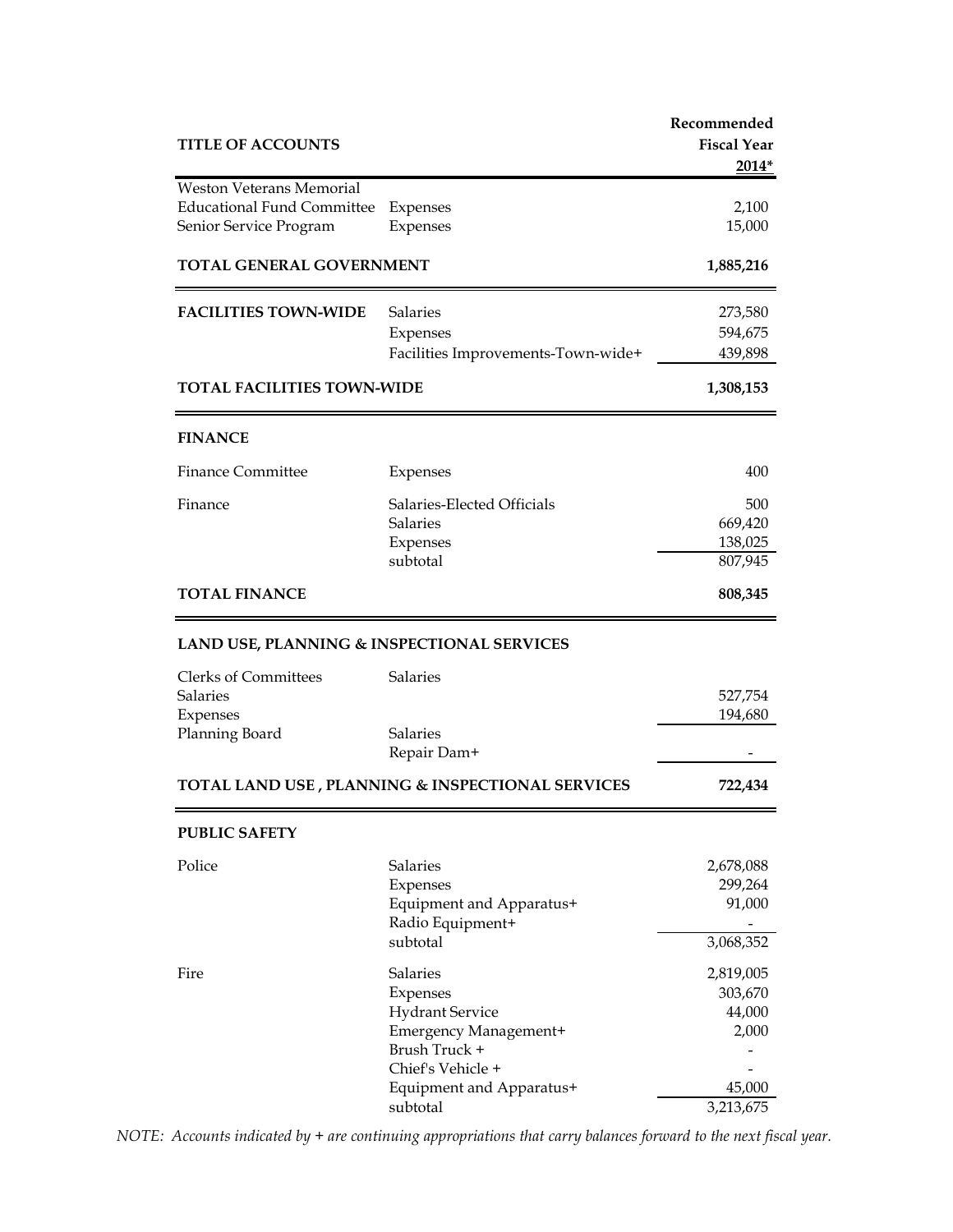| TITLE OF ACCOUNTS | | Recommended Fiscal Year 2014* |
|---|---|---|
| Weston Veterans Memorial | | |
| Educational Fund Committee | Expenses | 2,100 |
| Senior Service Program | Expenses | 15,000 |
| | | |
| **TOTAL GENERAL GOVERNMENT** | | **1,885,216** |
| | | |
| **FACILITIES TOWN-WIDE** | Salaries | 273,580 |
| | Expenses | 594,675 |
| | Facilities Improvements-Town-wide+ | 439,898 |
| | | |
| **TOTAL FACILITIES TOWN-WIDE** | | **1,308,153** |
| | | |
| **FINANCE** | | |
| | | |
| Finance Committee | Expenses | 400 |
| | | |
| Finance | Salaries-Elected Officials | 500 |
| | Salaries | 669,420 |
| | Expenses | 138,025 |
| | subtotal | 807,945 |
| | | |
| **TOTAL FINANCE** | | **808,345** |
| | | |
| **LAND USE, PLANNING & INSPECTIONAL SERVICES** | | |
| | | |
| Clerks of Committees | Salaries | |
| Salaries | | 527,754 |
| Expenses | | 194,680 |
| Planning Board | Salaries | |
| | Repair Dam+ | - |
| | | |
| **TOTAL LAND USE , PLANNING & INSPECTIONAL SERVICES** | | **722,434** |
| | | |
| **PUBLIC SAFETY** | | |
| | | |
| Police | Salaries | 2,678,088 |
| | Expenses | 299,264 |
| | Equipment and Apparatus+ | 91,000 |
| | Radio Equipment+ | - |
| | subtotal | 3,068,352 |
| | | |
| Fire | Salaries | 2,819,005 |
| | Expenses | 303,670 |
| | Hydrant Service | 44,000 |
| | Emergency Management+ | 2,000 |
| | Brush Truck + | - |
| | Chief's Vehicle + | - |
| | Equipment and Apparatus+ | 45,000 |
| | subtotal | 3,213,675 |

*NOTE: Accounts indicated by + are continuing appropriations that carry balances forward to the next fiscal year.*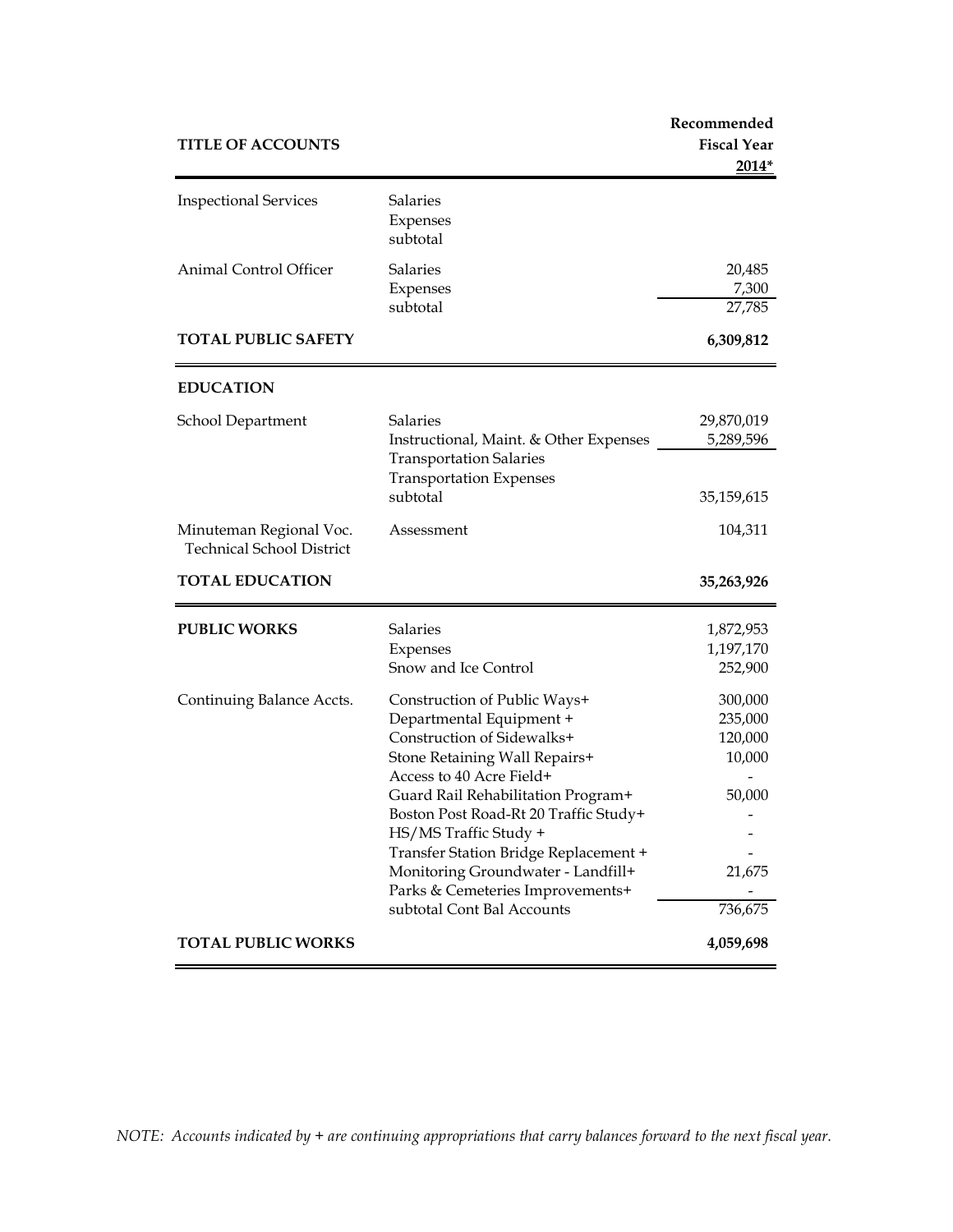| TITLE OF ACCOUNTS | | Recommended Fiscal Year 2014* |
|---|---|---|
| Inspectional Services | Salaries | |
| | Expenses | |
| | subtotal | |
| Animal Control Officer | Salaries | 20,485 |
| | Expenses | 7,300 |
| | subtotal | 27,785 |
| **TOTAL PUBLIC SAFETY** | | **6,309,812** |
| **EDUCATION** | | |
| School Department | Salaries | 29,870,019 |
| | Instructional, Maint. & Other Expenses | 5,289,596 |
| | Transportation Salaries | |
| | Transportation Expenses | |
| | subtotal | 35,159,615 |
| Minuteman Regional Voc. Technical School District | Assessment | 104,311 |
| **TOTAL EDUCATION** | | **35,263,926** |
| **PUBLIC WORKS** | Salaries | 1,872,953 |
| | Expenses | 1,197,170 |
| | Snow and Ice Control | 252,900 |
| Continuing Balance Accts. | Construction of Public Ways+ | 300,000 |
| | Departmental Equipment + | 235,000 |
| | Construction of Sidewalks+ | 120,000 |
| | Stone Retaining Wall Repairs+ | 10,000 |
| | Access to 40 Acre Field+ | - |
| | Guard Rail Rehabilitation Program+ | 50,000 |
| | Boston Post Road-Rt 20 Traffic Study+ | - |
| | HS/MS Traffic Study + | - |
| | Transfer Station Bridge Replacement + | - |
| | Monitoring Groundwater - Landfill+ | 21,675 |
| | Parks & Cemeteries Improvements+ | - |
| | subtotal Cont Bal Accounts | 736,675 |
| **TOTAL PUBLIC WORKS** | | **4,059,698** |

*NOTE: Accounts indicated by + are continuing appropriations that carry balances forward to the next fiscal year.*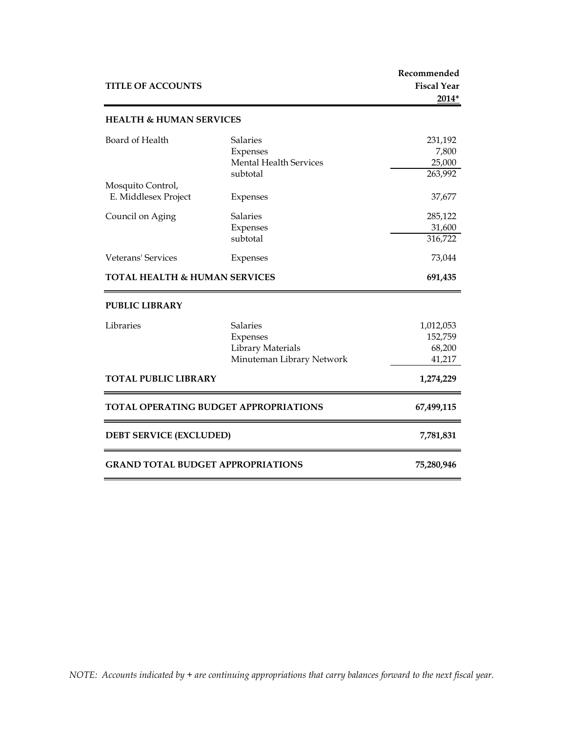| TITLE OF ACCOUNTS | | Recommended Fiscal Year 2014* |
|---|---|---|
| **HEALTH & HUMAN SERVICES** | | |
| Board of Health | Salaries | 231,192 |
| | Expenses | 7,800 |
| | Mental Health Services | 25,000 |
| | subtotal | 263,992 |
| Mosquito Control, E. Middlesex Project | Expenses | 37,677 |
| Council on Aging | Salaries | 285,122 |
| | Expenses | 31,600 |
| | subtotal | 316,722 |
| Veterans' Services | Expenses | 73,044 |
| **TOTAL HEALTH & HUMAN SERVICES** | | **691,435** |
| **PUBLIC LIBRARY** | | |
| Libraries | Salaries | 1,012,053 |
| | Expenses | 152,759 |
| | Library Materials | 68,200 |
| | Minuteman Library Network | 41,217 |
| **TOTAL PUBLIC LIBRARY** | | **1,274,229** |
| **TOTAL OPERATING BUDGET APPROPRIATIONS** | | **67,499,115** |
| **DEBT SERVICE (EXCLUDED)** | | **7,781,831** |
| **GRAND TOTAL BUDGET APPROPRIATIONS** | | **75,280,946** |

*NOTE: Accounts indicated by + are continuing appropriations that carry balances forward to the next fiscal year.*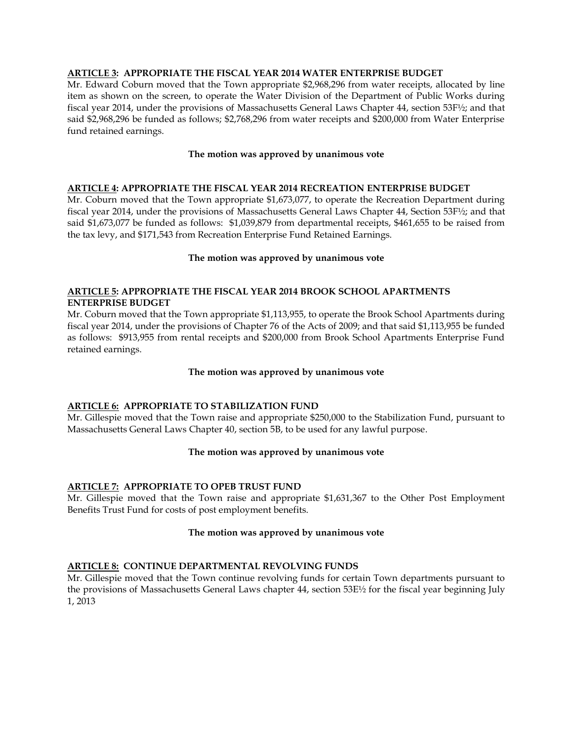**ARTICLE 3: APPROPRIATE THE FISCAL YEAR 2014 WATER ENTERPRISE BUDGET**

Mr. Edward Coburn moved that the Town appropriate $2,968,296 from water receipts, allocated by line item as shown on the screen, to operate the Water Division of the Department of Public Works during fiscal year 2014, under the provisions of Massachusetts General Laws Chapter 44, section 53F½; and that said $2,968,296 be funded as follows; $2,768,296 from water receipts and $200,000 from Water Enterprise fund retained earnings.

**The motion was approved by unanimous vote**

**ARTICLE 4: APPROPRIATE THE FISCAL YEAR 2014 RECREATION ENTERPRISE BUDGET**

Mr. Coburn moved that the Town appropriate $1,673,077, to operate the Recreation Department during fiscal year 2014, under the provisions of Massachusetts General Laws Chapter 44, Section 53F½; and that said $1,673,077 be funded as follows: $1,039,879 from departmental receipts, $461,655 to be raised from the tax levy, and $171,543 from Recreation Enterprise Fund Retained Earnings.

**The motion was approved by unanimous vote**

**ARTICLE 5: APPROPRIATE THE FISCAL YEAR 2014 BROOK SCHOOL APARTMENTS ENTERPRISE BUDGET**

Mr. Coburn moved that the Town appropriate $1,113,955, to operate the Brook School Apartments during fiscal year 2014, under the provisions of Chapter 76 of the Acts of 2009; and that said $1,113,955 be funded as follows: $913,955 from rental receipts and $200,000 from Brook School Apartments Enterprise Fund retained earnings.

**The motion was approved by unanimous vote**

**ARTICLE 6: APPROPRIATE TO STABILIZATION FUND**

Mr. Gillespie moved that the Town raise and appropriate $250,000 to the Stabilization Fund, pursuant to Massachusetts General Laws Chapter 40, section 5B, to be used for any lawful purpose.

**The motion was approved by unanimous vote**

**ARTICLE 7: APPROPRIATE TO OPEB TRUST FUND**

Mr. Gillespie moved that the Town raise and appropriate $1,631,367 to the Other Post Employment Benefits Trust Fund for costs of post employment benefits.

**The motion was approved by unanimous vote**

**ARTICLE 8: CONTINUE DEPARTMENTAL REVOLVING FUNDS**

Mr. Gillespie moved that the Town continue revolving funds for certain Town departments pursuant to the provisions of Massachusetts General Laws chapter 44, section 53E½ for the fiscal year beginning July 1, 2013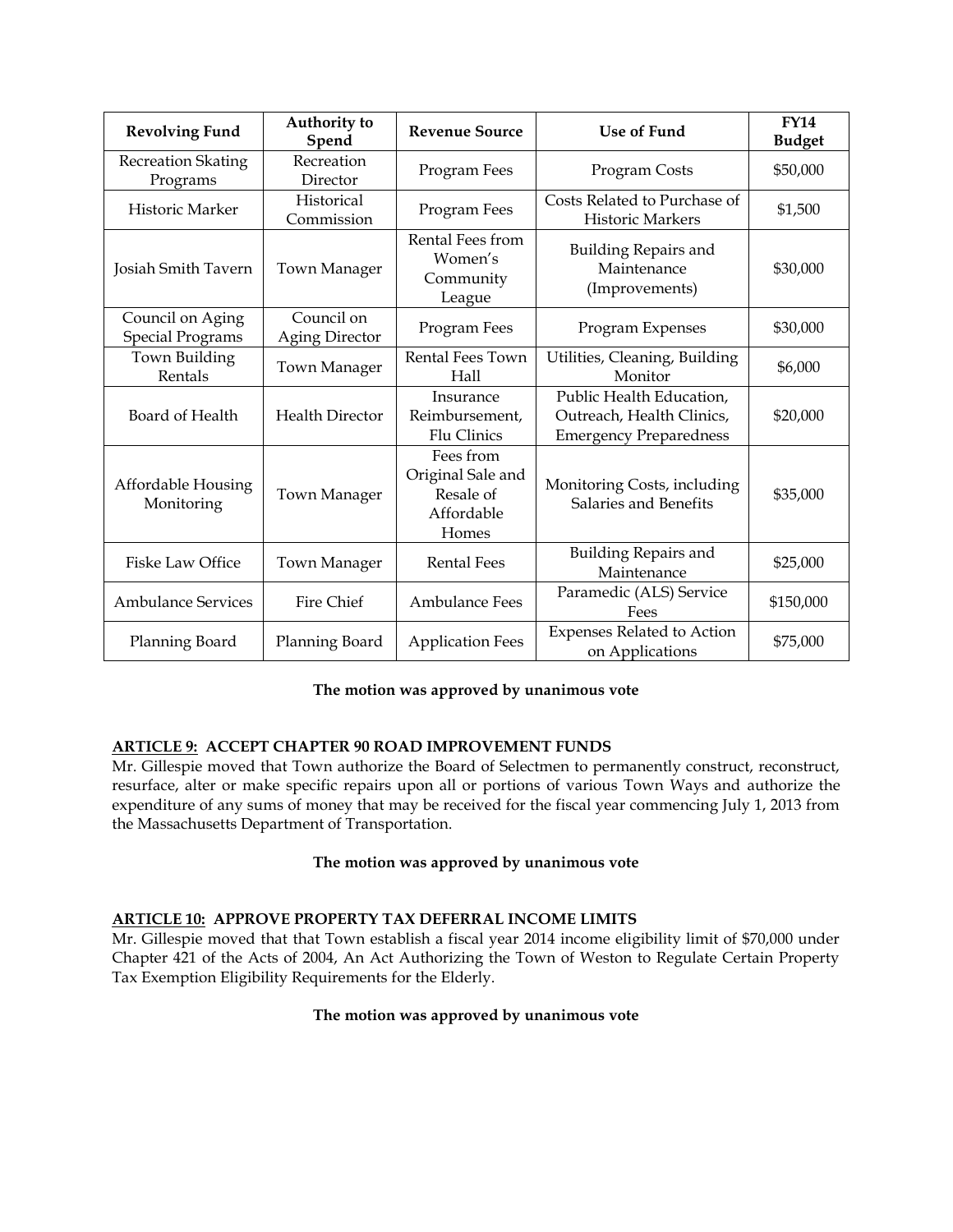| Revolving Fund | Authority to Spend | Revenue Source | Use of Fund | FY14 Budget |
|---|---|---|---|---|
| Recreation Skating Programs | Recreation Director | Program Fees | Program Costs | $50,000 |
| Historic Marker | Historical Commission | Program Fees | Costs Related to Purchase of Historic Markers | $1,500 |
| Josiah Smith Tavern | Town Manager | Rental Fees from Women's Community League | Building Repairs and Maintenance (Improvements) | $30,000 |
| Council on Aging Special Programs | Council on Aging Director | Program Fees | Program Expenses | $30,000 |
| Town Building Rentals | Town Manager | Rental Fees Town Hall | Utilities, Cleaning, Building Monitor | $6,000 |
| Board of Health | Health Director | Insurance Reimbursement, Flu Clinics | Public Health Education, Outreach, Health Clinics, Emergency Preparedness | $20,000 |
| Affordable Housing Monitoring | Town Manager | Fees from Original Sale and Resale of Affordable Homes | Monitoring Costs, including Salaries and Benefits | $35,000 |
| Fiske Law Office | Town Manager | Rental Fees | Building Repairs and Maintenance | $25,000 |
| Ambulance Services | Fire Chief | Ambulance Fees | Paramedic (ALS) Service Fees | $150,000 |
| Planning Board | Planning Board | Application Fees | Expenses Related to Action on Applications | $75,000 |

**The motion was approved by unanimous vote**

**ARTICLE 9: ACCEPT CHAPTER 90 ROAD IMPROVEMENT FUNDS**

Mr. Gillespie moved that Town authorize the Board of Selectmen to permanently construct, reconstruct, resurface, alter or make specific repairs upon all or portions of various Town Ways and authorize the expenditure of any sums of money that may be received for the fiscal year commencing July 1, 2013 from the Massachusetts Department of Transportation.

**The motion was approved by unanimous vote**

**ARTICLE 10: APPROVE PROPERTY TAX DEFERRAL INCOME LIMITS**

Mr. Gillespie moved that that Town establish a fiscal year 2014 income eligibility limit of $70,000 under Chapter 421 of the Acts of 2004, An Act Authorizing the Town of Weston to Regulate Certain Property Tax Exemption Eligibility Requirements for the Elderly.

**The motion was approved by unanimous vote**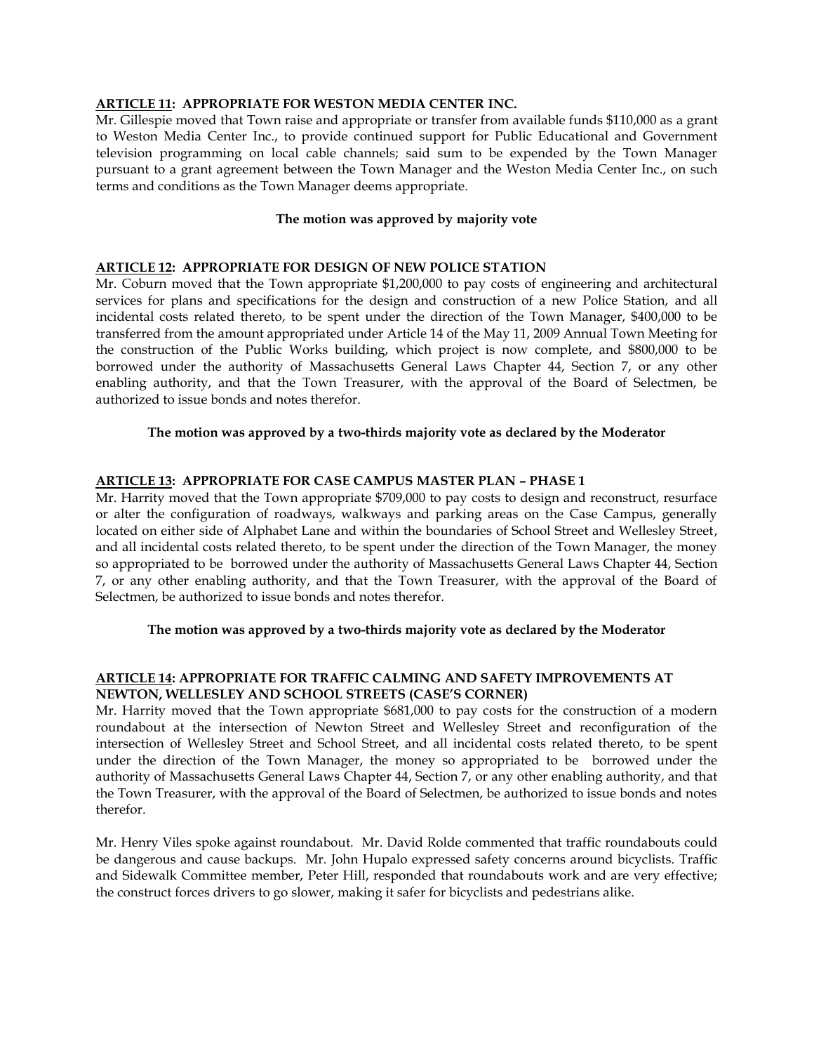**ARTICLE 11: APPROPRIATE FOR WESTON MEDIA CENTER INC.**

Mr. Gillespie moved that Town raise and appropriate or transfer from available funds $110,000 as a grant to Weston Media Center Inc., to provide continued support for Public Educational and Government television programming on local cable channels; said sum to be expended by the Town Manager pursuant to a grant agreement between the Town Manager and the Weston Media Center Inc., on such terms and conditions as the Town Manager deems appropriate.

**The motion was approved by majority vote**

**ARTICLE 12: APPROPRIATE FOR DESIGN OF NEW POLICE STATION**

Mr. Coburn moved that the Town appropriate $1,200,000 to pay costs of engineering and architectural services for plans and specifications for the design and construction of a new Police Station, and all incidental costs related thereto, to be spent under the direction of the Town Manager, $400,000 to be transferred from the amount appropriated under Article 14 of the May 11, 2009 Annual Town Meeting for the construction of the Public Works building, which project is now complete, and $800,000 to be borrowed under the authority of Massachusetts General Laws Chapter 44, Section 7, or any other enabling authority, and that the Town Treasurer, with the approval of the Board of Selectmen, be authorized to issue bonds and notes therefor.

**The motion was approved by a two-thirds majority vote as declared by the Moderator**

**ARTICLE 13: APPROPRIATE FOR CASE CAMPUS MASTER PLAN – PHASE 1**

Mr. Harrity moved that the Town appropriate $709,000 to pay costs to design and reconstruct, resurface or alter the configuration of roadways, walkways and parking areas on the Case Campus, generally located on either side of Alphabet Lane and within the boundaries of School Street and Wellesley Street, and all incidental costs related thereto, to be spent under the direction of the Town Manager, the money so appropriated to be borrowed under the authority of Massachusetts General Laws Chapter 44, Section 7, or any other enabling authority, and that the Town Treasurer, with the approval of the Board of Selectmen, be authorized to issue bonds and notes therefor.

**The motion was approved by a two-thirds majority vote as declared by the Moderator**

**ARTICLE 14: APPROPRIATE FOR TRAFFIC CALMING AND SAFETY IMPROVEMENTS AT NEWTON, WELLESLEY AND SCHOOL STREETS (CASE'S CORNER)**

Mr. Harrity moved that the Town appropriate $681,000 to pay costs for the construction of a modern roundabout at the intersection of Newton Street and Wellesley Street and reconfiguration of the intersection of Wellesley Street and School Street, and all incidental costs related thereto, to be spent under the direction of the Town Manager, the money so appropriated to be borrowed under the authority of Massachusetts General Laws Chapter 44, Section 7, or any other enabling authority, and that the Town Treasurer, with the approval of the Board of Selectmen, be authorized to issue bonds and notes therefor.

Mr. Henry Viles spoke against roundabout. Mr. David Rolde commented that traffic roundabouts could be dangerous and cause backups. Mr. John Hupalo expressed safety concerns around bicyclists. Traffic and Sidewalk Committee member, Peter Hill, responded that roundabouts work and are very effective; the construct forces drivers to go slower, making it safer for bicyclists and pedestrians alike.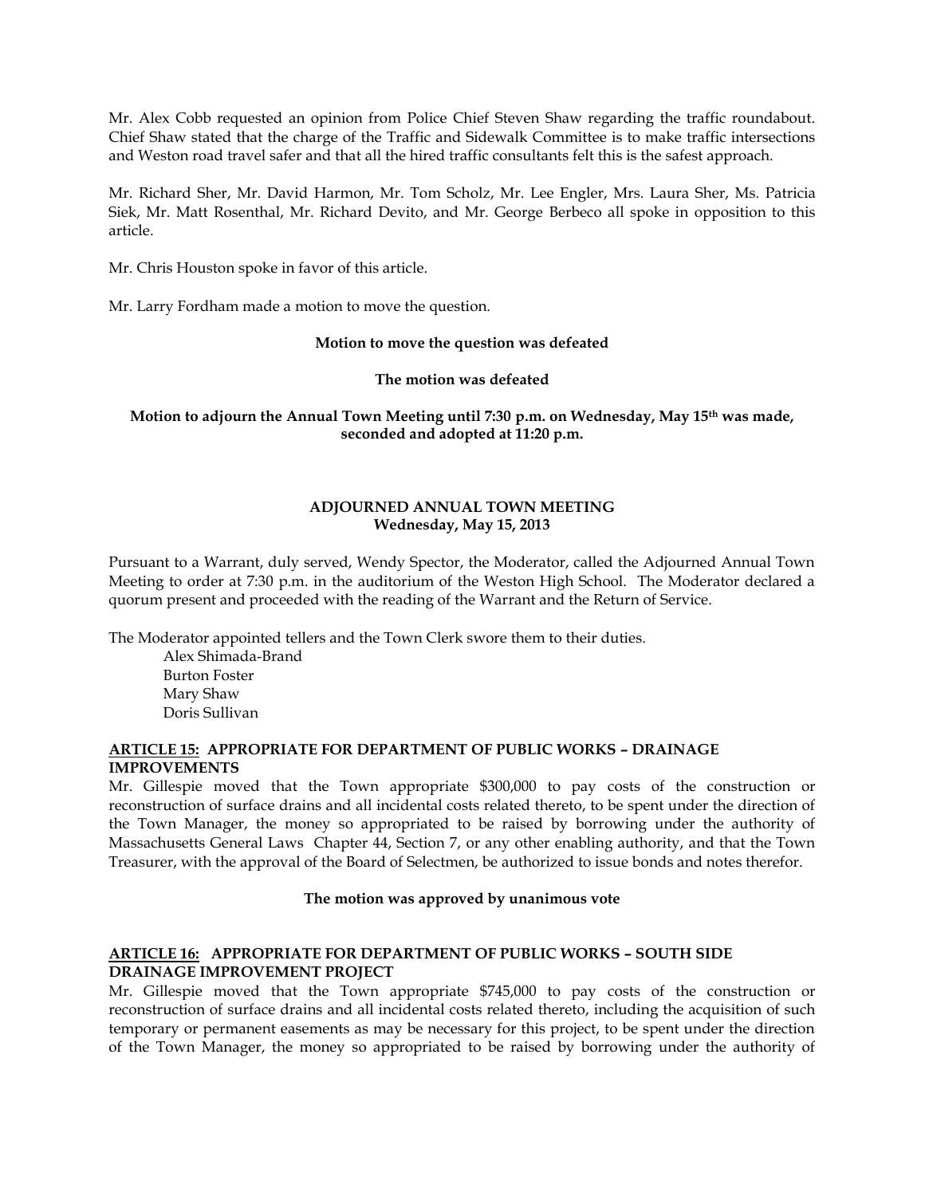Mr. Alex Cobb requested an opinion from Police Chief Steven Shaw regarding the traffic roundabout. Chief Shaw stated that the charge of the Traffic and Sidewalk Committee is to make traffic intersections and Weston road travel safer and that all the hired traffic consultants felt this is the safest approach.

Mr. Richard Sher, Mr. David Harmon, Mr. Tom Scholz, Mr. Lee Engler, Mrs. Laura Sher, Ms. Patricia Siek, Mr. Matt Rosenthal, Mr. Richard Devito, and Mr. George Berbeco all spoke in opposition to this article.

Mr. Chris Houston spoke in favor of this article.

Mr. Larry Fordham made a motion to move the question.

**Motion to move the question was defeated**

**The motion was defeated**

**Motion to adjourn the Annual Town Meeting until 7:30 p.m. on Wednesday, May 15th was made, seconded and adopted at 11:20 p.m.**

## ADJOURNED ANNUAL TOWN MEETING
**Wednesday, May 15, 2013**

Pursuant to a Warrant, duly served, Wendy Spector, the Moderator, called the Adjourned Annual Town Meeting to order at 7:30 p.m. in the auditorium of the Weston High School. The Moderator declared a quorum present and proceeded with the reading of the Warrant and the Return of Service.

The Moderator appointed tellers and the Town Clerk swore them to their duties.

Alex Shimada-Brand
Burton Foster
Mary Shaw
Doris Sullivan

### ARTICLE 15: APPROPRIATE FOR DEPARTMENT OF PUBLIC WORKS – DRAINAGE IMPROVEMENTS

Mr. Gillespie moved that the Town appropriate $300,000 to pay costs of the construction or reconstruction of surface drains and all incidental costs related thereto, to be spent under the direction of the Town Manager, the money so appropriated to be raised by borrowing under the authority of Massachusetts General Laws Chapter 44, Section 7, or any other enabling authority, and that the Town Treasurer, with the approval of the Board of Selectmen, be authorized to issue bonds and notes therefor.

**The motion was approved by unanimous vote**

### ARTICLE 16: APPROPRIATE FOR DEPARTMENT OF PUBLIC WORKS – SOUTH SIDE DRAINAGE IMPROVEMENT PROJECT

Mr. Gillespie moved that the Town appropriate $745,000 to pay costs of the construction or reconstruction of surface drains and all incidental costs related thereto, including the acquisition of such temporary or permanent easements as may be necessary for this project, to be spent under the direction of the Town Manager, the money so appropriated to be raised by borrowing under the authority of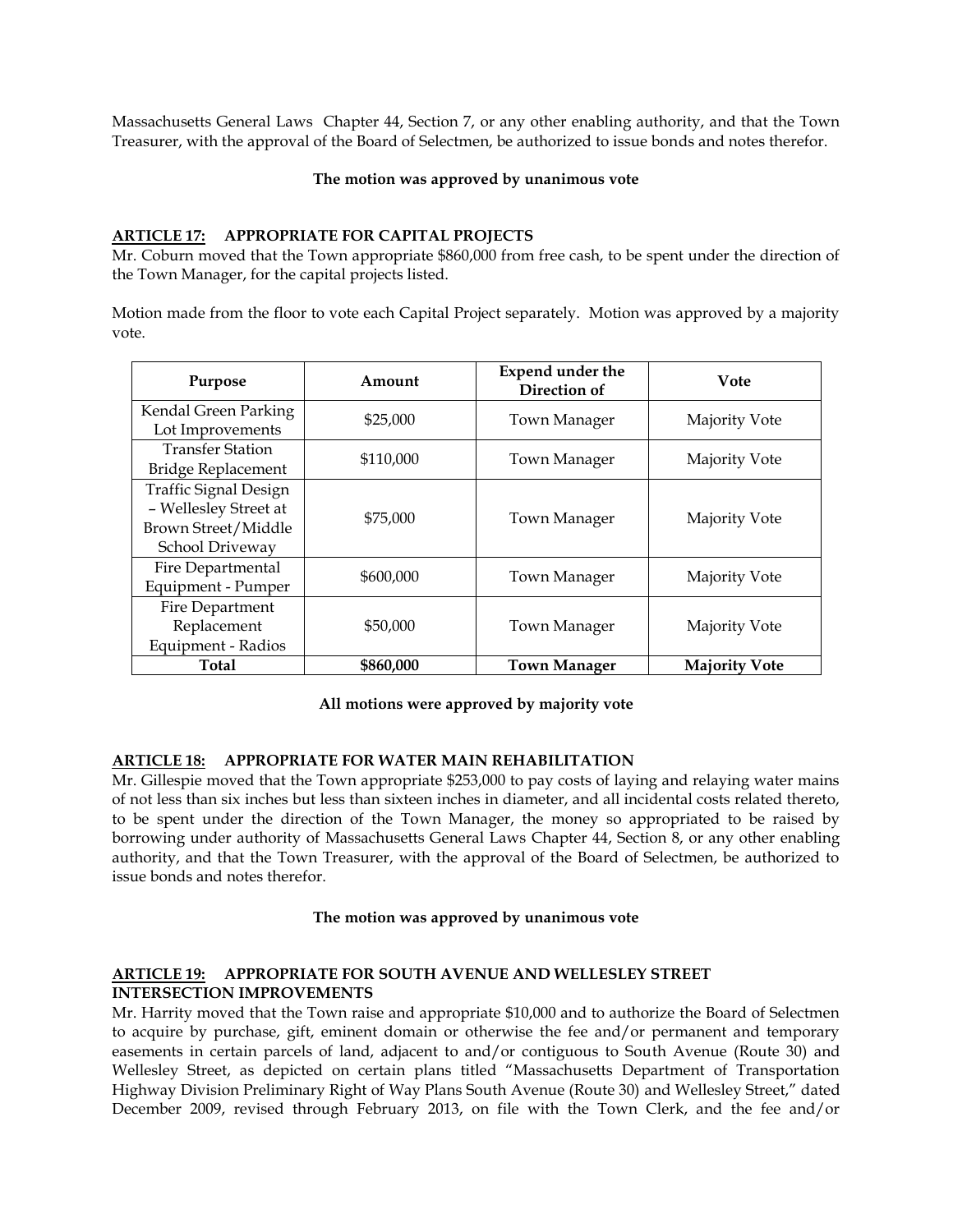Massachusetts General Laws Chapter 44, Section 7, or any other enabling authority, and that the Town Treasurer, with the approval of the Board of Selectmen, be authorized to issue bonds and notes therefor.

**The motion was approved by unanimous vote**

**ARTICLE 17: APPROPRIATE FOR CAPITAL PROJECTS**

Mr. Coburn moved that the Town appropriate $860,000 from free cash, to be spent under the direction of the Town Manager, for the capital projects listed.

Motion made from the floor to vote each Capital Project separately. Motion was approved by a majority vote.

| Purpose | Amount | Expend under the Direction of | Vote |
|---|---|---|---|
| Kendal Green Parking Lot Improvements | $25,000 | Town Manager | Majority Vote |
| Transfer Station Bridge Replacement | $110,000 | Town Manager | Majority Vote |
| Traffic Signal Design – Wellesley Street at Brown Street/Middle School Driveway | $75,000 | Town Manager | Majority Vote |
| Fire Departmental Equipment - Pumper | $600,000 | Town Manager | Majority Vote |
| Fire Department Replacement Equipment - Radios | $50,000 | Town Manager | Majority Vote |
| **Total** | **$860,000** | **Town Manager** | **Majority Vote** |

**All motions were approved by majority vote**

**ARTICLE 18: APPROPRIATE FOR WATER MAIN REHABILITATION**

Mr. Gillespie moved that the Town appropriate $253,000 to pay costs of laying and relaying water mains of not less than six inches but less than sixteen inches in diameter, and all incidental costs related thereto, to be spent under the direction of the Town Manager, the money so appropriated to be raised by borrowing under authority of Massachusetts General Laws Chapter 44, Section 8, or any other enabling authority, and that the Town Treasurer, with the approval of the Board of Selectmen, be authorized to issue bonds and notes therefor.

**The motion was approved by unanimous vote**

**ARTICLE 19: APPROPRIATE FOR SOUTH AVENUE AND WELLESLEY STREET INTERSECTION IMPROVEMENTS**

Mr. Harrity moved that the Town raise and appropriate $10,000 and to authorize the Board of Selectmen to acquire by purchase, gift, eminent domain or otherwise the fee and/or permanent and temporary easements in certain parcels of land, adjacent to and/or contiguous to South Avenue (Route 30) and Wellesley Street, as depicted on certain plans titled "Massachusetts Department of Transportation Highway Division Preliminary Right of Way Plans South Avenue (Route 30) and Wellesley Street," dated December 2009, revised through February 2013, on file with the Town Clerk, and the fee and/or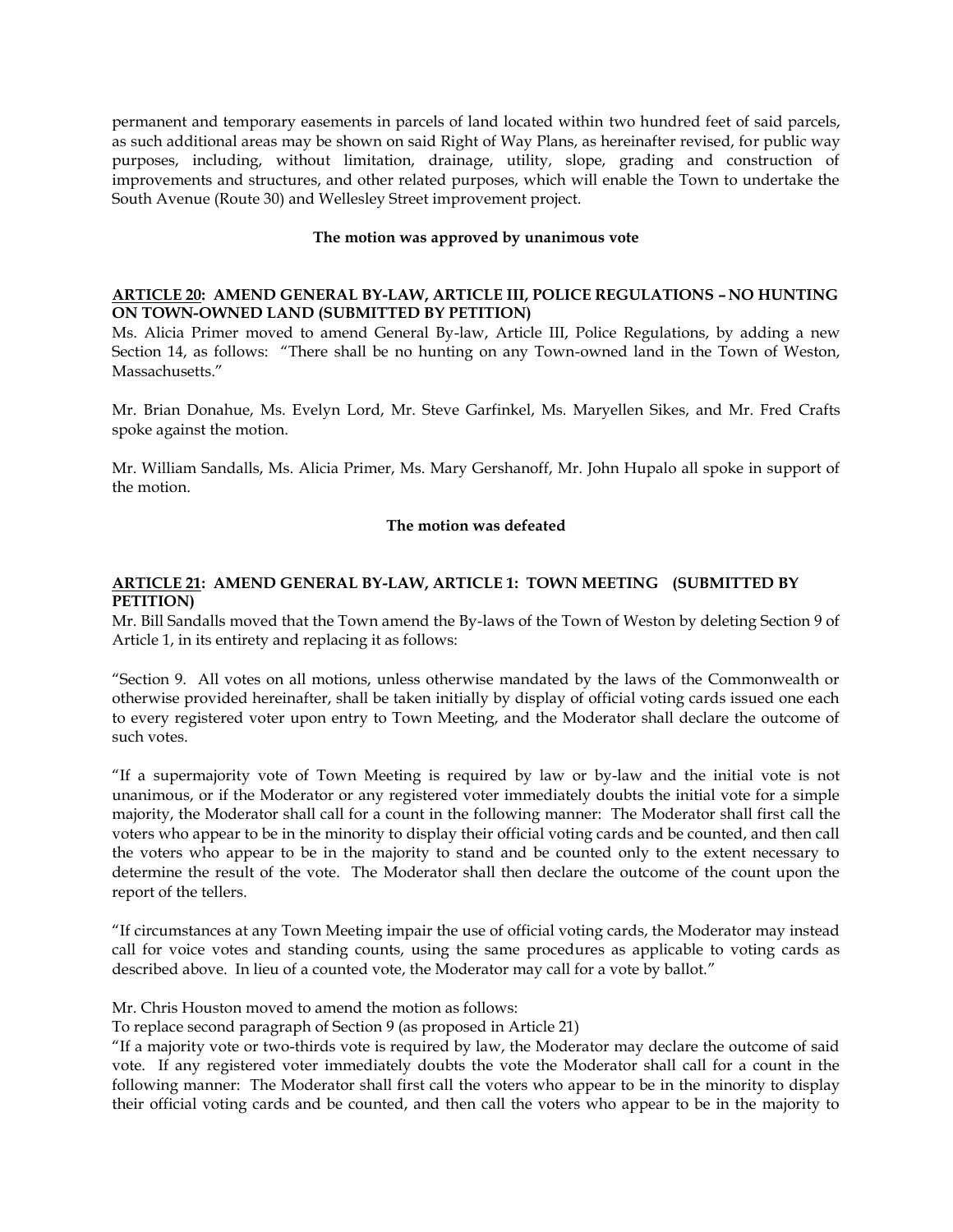permanent and temporary easements in parcels of land located within two hundred feet of said parcels, as such additional areas may be shown on said Right of Way Plans, as hereinafter revised, for public way purposes, including, without limitation, drainage, utility, slope, grading and construction of improvements and structures, and other related purposes, which will enable the Town to undertake the South Avenue (Route 30) and Wellesley Street improvement project.

**The motion was approved by unanimous vote**

**<u>ARTICLE 20</u>: AMEND GENERAL BY-LAW, ARTICLE III, POLICE REGULATIONS – NO HUNTING ON TOWN-OWNED LAND (SUBMITTED BY PETITION)**

Ms. Alicia Primer moved to amend General By-law, Article III, Police Regulations, by adding a new Section 14, as follows: "There shall be no hunting on any Town-owned land in the Town of Weston, Massachusetts."

Mr. Brian Donahue, Ms. Evelyn Lord, Mr. Steve Garfinkel, Ms. Maryellen Sikes, and Mr. Fred Crafts spoke against the motion.

Mr. William Sandalls, Ms. Alicia Primer, Ms. Mary Gershanoff, Mr. John Hupalo all spoke in support of the motion.

**The motion was defeated**

**<u>ARTICLE 21</u>: AMEND GENERAL BY-LAW, ARTICLE 1: TOWN MEETING (SUBMITTED BY PETITION)**

Mr. Bill Sandalls moved that the Town amend the By-laws of the Town of Weston by deleting Section 9 of Article 1, in its entirety and replacing it as follows:

"Section 9. All votes on all motions, unless otherwise mandated by the laws of the Commonwealth or otherwise provided hereinafter, shall be taken initially by display of official voting cards issued one each to every registered voter upon entry to Town Meeting, and the Moderator shall declare the outcome of such votes.

"If a supermajority vote of Town Meeting is required by law or by-law and the initial vote is not unanimous, or if the Moderator or any registered voter immediately doubts the initial vote for a simple majority, the Moderator shall call for a count in the following manner: The Moderator shall first call the voters who appear to be in the minority to display their official voting cards and be counted, and then call the voters who appear to be in the majority to stand and be counted only to the extent necessary to determine the result of the vote. The Moderator shall then declare the outcome of the count upon the report of the tellers.

"If circumstances at any Town Meeting impair the use of official voting cards, the Moderator may instead call for voice votes and standing counts, using the same procedures as applicable to voting cards as described above. In lieu of a counted vote, the Moderator may call for a vote by ballot."

Mr. Chris Houston moved to amend the motion as follows:

To replace second paragraph of Section 9 (as proposed in Article 21)

"If a majority vote or two-thirds vote is required by law, the Moderator may declare the outcome of said vote. If any registered voter immediately doubts the vote the Moderator shall call for a count in the following manner: The Moderator shall first call the voters who appear to be in the minority to display their official voting cards and be counted, and then call the voters who appear to be in the majority to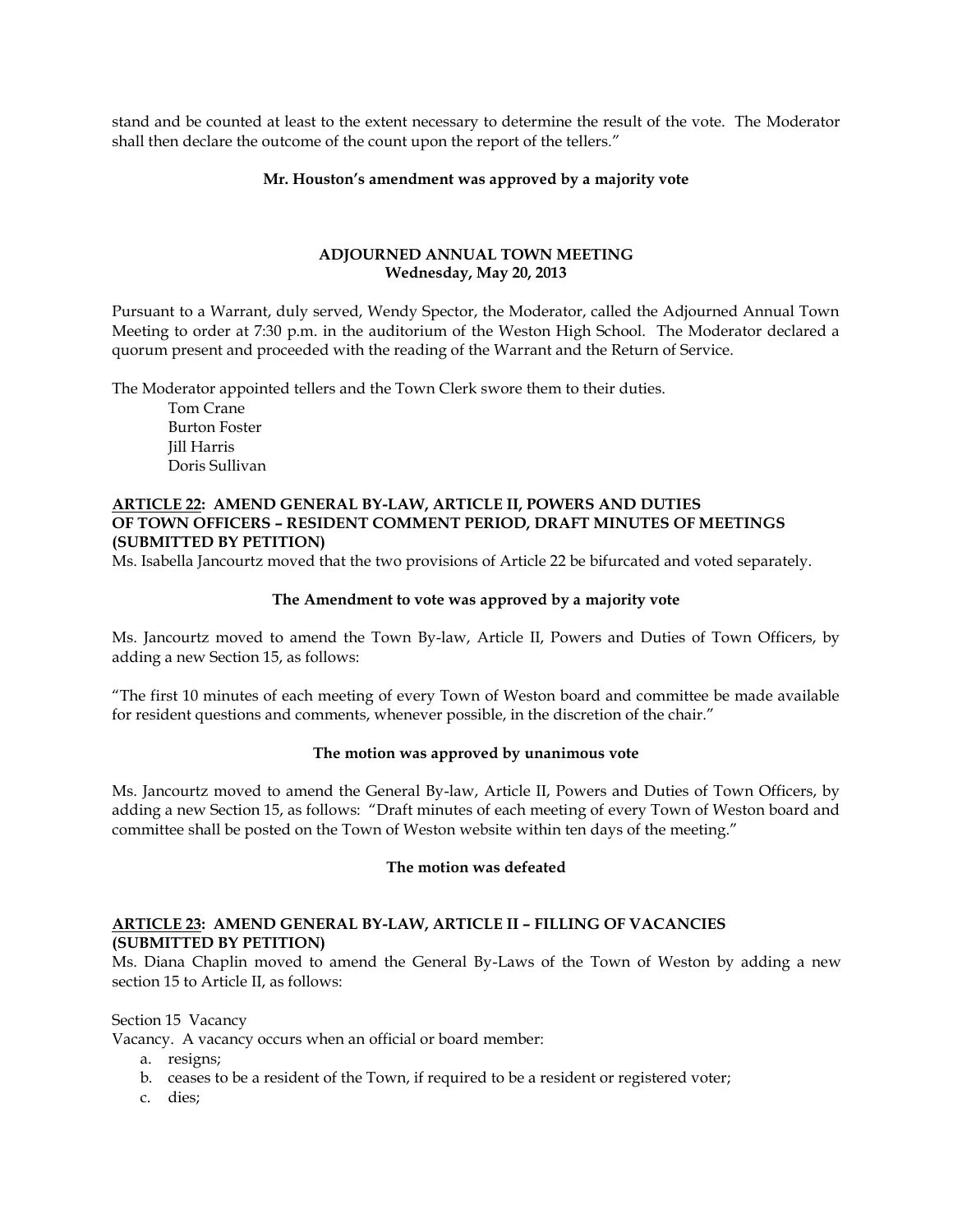stand and be counted at least to the extent necessary to determine the result of the vote. The Moderator shall then declare the outcome of the count upon the report of the tellers."

**Mr. Houston's amendment was approved by a majority vote**

## ADJOURNED ANNUAL TOWN MEETING
### Wednesday, May 20, 2013

Pursuant to a Warrant, duly served, Wendy Spector, the Moderator, called the Adjourned Annual Town Meeting to order at 7:30 p.m. in the auditorium of the Weston High School. The Moderator declared a quorum present and proceeded with the reading of the Warrant and the Return of Service.

The Moderator appointed tellers and the Town Clerk swore them to their duties.

Tom Crane
Burton Foster
Jill Harris
Doris Sullivan

**ARTICLE 22: AMEND GENERAL BY-LAW, ARTICLE II, POWERS AND DUTIES OF TOWN OFFICERS – RESIDENT COMMENT PERIOD, DRAFT MINUTES OF MEETINGS (SUBMITTED BY PETITION)**

Ms. Isabella Jancourtz moved that the two provisions of Article 22 be bifurcated and voted separately.

**The Amendment to vote was approved by a majority vote**

Ms. Jancourtz moved to amend the Town By-law, Article II, Powers and Duties of Town Officers, by adding a new Section 15, as follows:

"The first 10 minutes of each meeting of every Town of Weston board and committee be made available for resident questions and comments, whenever possible, in the discretion of the chair."

**The motion was approved by unanimous vote**

Ms. Jancourtz moved to amend the General By-law, Article II, Powers and Duties of Town Officers, by adding a new Section 15, as follows: "Draft minutes of each meeting of every Town of Weston board and committee shall be posted on the Town of Weston website within ten days of the meeting."

**The motion was defeated**

**ARTICLE 23: AMEND GENERAL BY-LAW, ARTICLE II – FILLING OF VACANCIES (SUBMITTED BY PETITION)**

Ms. Diana Chaplin moved to amend the General By-Laws of the Town of Weston by adding a new section 15 to Article II, as follows:

Section 15 Vacancy

Vacancy. A vacancy occurs when an official or board member:

a. resigns;
b. ceases to be a resident of the Town, if required to be a resident or registered voter;
c. dies;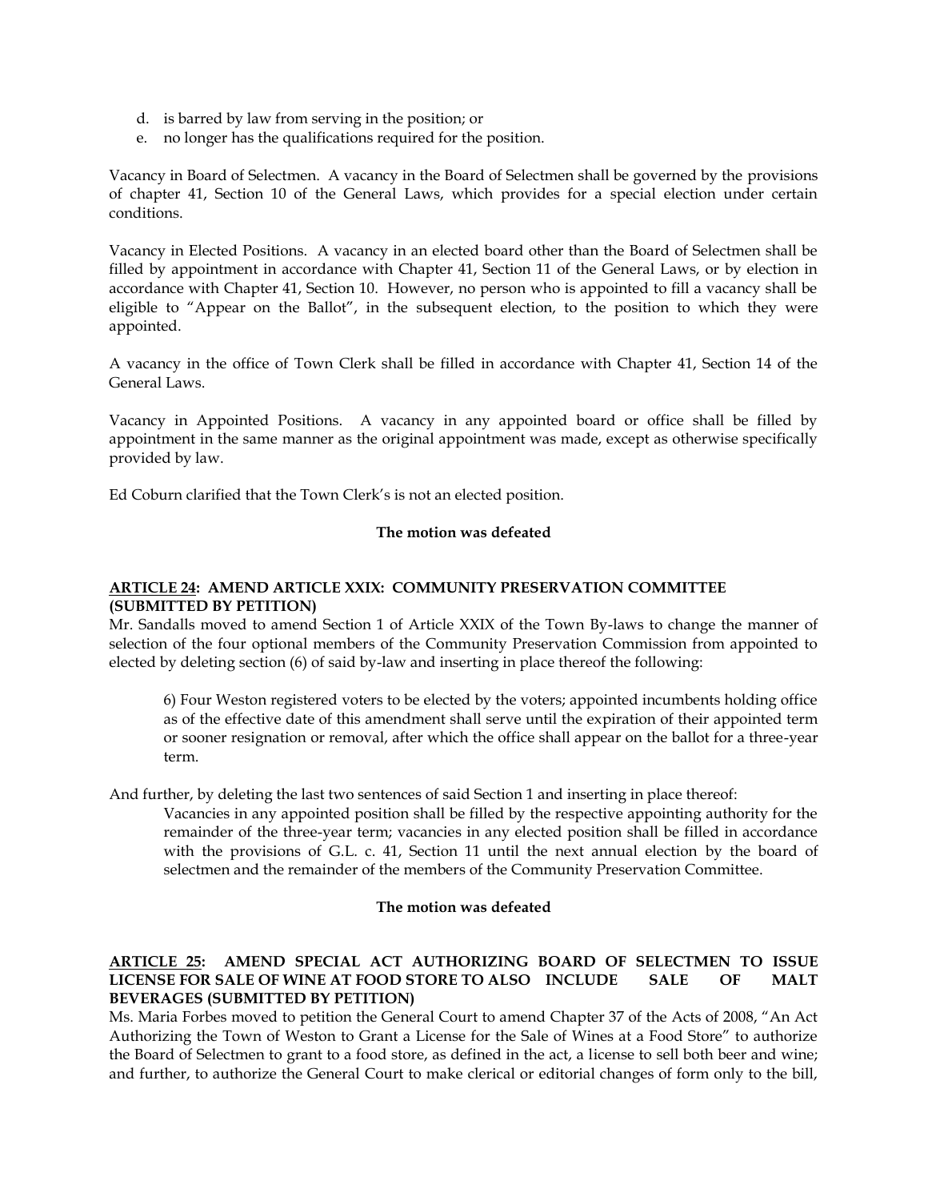d. is barred by law from serving in the position; or
e. no longer has the qualifications required for the position.

Vacancy in Board of Selectmen. A vacancy in the Board of Selectmen shall be governed by the provisions of chapter 41, Section 10 of the General Laws, which provides for a special election under certain conditions.

Vacancy in Elected Positions. A vacancy in an elected board other than the Board of Selectmen shall be filled by appointment in accordance with Chapter 41, Section 11 of the General Laws, or by election in accordance with Chapter 41, Section 10. However, no person who is appointed to fill a vacancy shall be eligible to "Appear on the Ballot", in the subsequent election, to the position to which they were appointed.

A vacancy in the office of Town Clerk shall be filled in accordance with Chapter 41, Section 14 of the General Laws.

Vacancy in Appointed Positions. A vacancy in any appointed board or office shall be filled by appointment in the same manner as the original appointment was made, except as otherwise specifically provided by law.

Ed Coburn clarified that the Town Clerk's is not an elected position.

**The motion was defeated**

**ARTICLE 24: AMEND ARTICLE XXIX: COMMUNITY PRESERVATION COMMITTEE (SUBMITTED BY PETITION)**

Mr. Sandalls moved to amend Section 1 of Article XXIX of the Town By-laws to change the manner of selection of the four optional members of the Community Preservation Commission from appointed to elected by deleting section (6) of said by-law and inserting in place thereof the following:

> 6) Four Weston registered voters to be elected by the voters; appointed incumbents holding office as of the effective date of this amendment shall serve until the expiration of their appointed term or sooner resignation or removal, after which the office shall appear on the ballot for a three-year term.

And further, by deleting the last two sentences of said Section 1 and inserting in place thereof:

> Vacancies in any appointed position shall be filled by the respective appointing authority for the remainder of the three-year term; vacancies in any elected position shall be filled in accordance with the provisions of G.L. c. 41, Section 11 until the next annual election by the board of selectmen and the remainder of the members of the Community Preservation Committee.

**The motion was defeated**

**ARTICLE 25: AMEND SPECIAL ACT AUTHORIZING BOARD OF SELECTMEN TO ISSUE LICENSE FOR SALE OF WINE AT FOOD STORE TO ALSO INCLUDE SALE OF MALT BEVERAGES (SUBMITTED BY PETITION)**

Ms. Maria Forbes moved to petition the General Court to amend Chapter 37 of the Acts of 2008, "An Act Authorizing the Town of Weston to Grant a License for the Sale of Wines at a Food Store" to authorize the Board of Selectmen to grant to a food store, as defined in the act, a license to sell both beer and wine; and further, to authorize the General Court to make clerical or editorial changes of form only to the bill,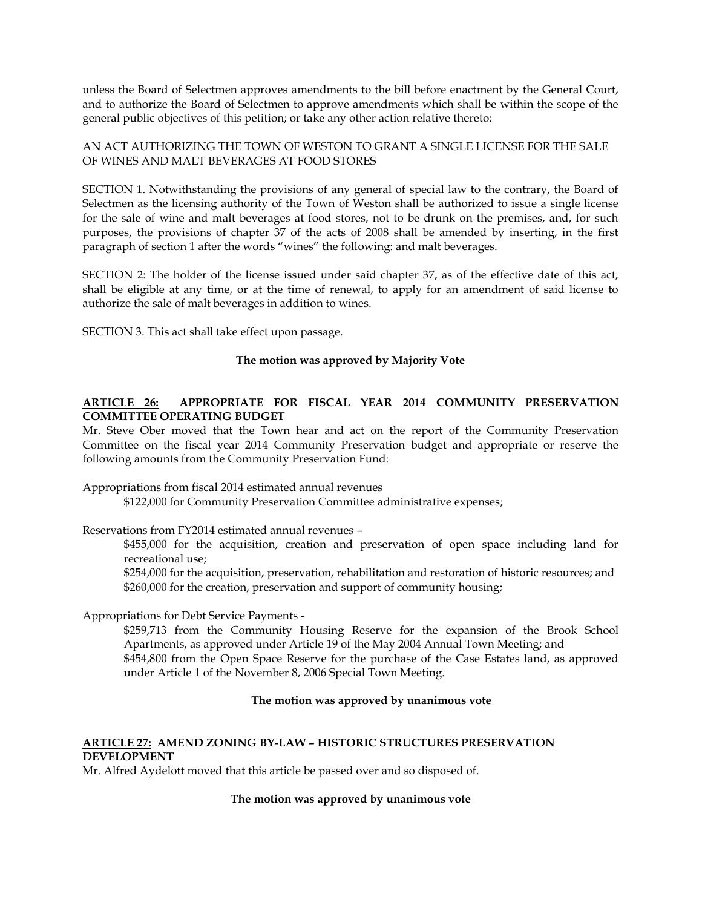unless the Board of Selectmen approves amendments to the bill before enactment by the General Court, and to authorize the Board of Selectmen to approve amendments which shall be within the scope of the general public objectives of this petition; or take any other action relative thereto:

AN ACT AUTHORIZING THE TOWN OF WESTON TO GRANT A SINGLE LICENSE FOR THE SALE OF WINES AND MALT BEVERAGES AT FOOD STORES

SECTION 1. Notwithstanding the provisions of any general of special law to the contrary, the Board of Selectmen as the licensing authority of the Town of Weston shall be authorized to issue a single license for the sale of wine and malt beverages at food stores, not to be drunk on the premises, and, for such purposes, the provisions of chapter 37 of the acts of 2008 shall be amended by inserting, in the first paragraph of section 1 after the words "wines" the following: and malt beverages.

SECTION 2: The holder of the license issued under said chapter 37, as of the effective date of this act, shall be eligible at any time, or at the time of renewal, to apply for an amendment of said license to authorize the sale of malt beverages in addition to wines.

SECTION 3. This act shall take effect upon passage.

**The motion was approved by Majority Vote**

## ARTICLE 26: APPROPRIATE FOR FISCAL YEAR 2014 COMMUNITY PRESERVATION COMMITTEE OPERATING BUDGET

Mr. Steve Ober moved that the Town hear and act on the report of the Community Preservation Committee on the fiscal year 2014 Community Preservation budget and appropriate or reserve the following amounts from the Community Preservation Fund:

Appropriations from fiscal 2014 estimated annual revenues

> $122,000 for Community Preservation Committee administrative expenses;

Reservations from FY2014 estimated annual revenues –

> $455,000 for the acquisition, creation and preservation of open space including land for recreational use;
> $254,000 for the acquisition, preservation, rehabilitation and restoration of historic resources; and
> $260,000 for the creation, preservation and support of community housing;

Appropriations for Debt Service Payments -

> $259,713 from the Community Housing Reserve for the expansion of the Brook School Apartments, as approved under Article 19 of the May 2004 Annual Town Meeting; and
> $454,800 from the Open Space Reserve for the purchase of the Case Estates land, as approved under Article 1 of the November 8, 2006 Special Town Meeting.

**The motion was approved by unanimous vote**

## ARTICLE 27: AMEND ZONING BY-LAW – HISTORIC STRUCTURES PRESERVATION DEVELOPMENT

Mr. Alfred Aydelott moved that this article be passed over and so disposed of.

**The motion was approved by unanimous vote**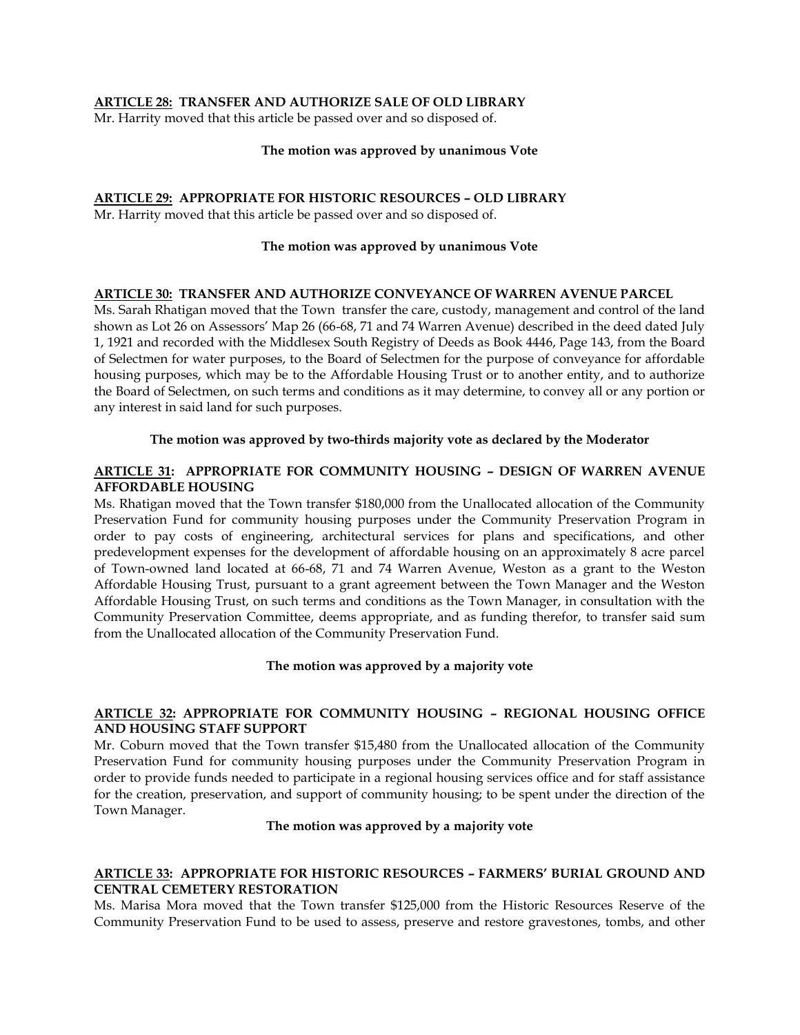**ARTICLE 28: TRANSFER AND AUTHORIZE SALE OF OLD LIBRARY**

Mr. Harrity moved that this article be passed over and so disposed of.

**The motion was approved by unanimous Vote**

**ARTICLE 29: APPROPRIATE FOR HISTORIC RESOURCES – OLD LIBRARY**

Mr. Harrity moved that this article be passed over and so disposed of.

**The motion was approved by unanimous Vote**

**ARTICLE 30: TRANSFER AND AUTHORIZE CONVEYANCE OF WARREN AVENUE PARCEL**

Ms. Sarah Rhatigan moved that the Town transfer the care, custody, management and control of the land shown as Lot 26 on Assessors' Map 26 (66-68, 71 and 74 Warren Avenue) described in the deed dated July 1, 1921 and recorded with the Middlesex South Registry of Deeds as Book 4446, Page 143, from the Board of Selectmen for water purposes, to the Board of Selectmen for the purpose of conveyance for affordable housing purposes, which may be to the Affordable Housing Trust or to another entity, and to authorize the Board of Selectmen, on such terms and conditions as it may determine, to convey all or any portion or any interest in said land for such purposes.

**The motion was approved by two-thirds majority vote as declared by the Moderator**

**ARTICLE 31: APPROPRIATE FOR COMMUNITY HOUSING – DESIGN OF WARREN AVENUE AFFORDABLE HOUSING**

Ms. Rhatigan moved that the Town transfer $180,000 from the Unallocated allocation of the Community Preservation Fund for community housing purposes under the Community Preservation Program in order to pay costs of engineering, architectural services for plans and specifications, and other predevelopment expenses for the development of affordable housing on an approximately 8 acre parcel of Town-owned land located at 66-68, 71 and 74 Warren Avenue, Weston as a grant to the Weston Affordable Housing Trust, pursuant to a grant agreement between the Town Manager and the Weston Affordable Housing Trust, on such terms and conditions as the Town Manager, in consultation with the Community Preservation Committee, deems appropriate, and as funding therefor, to transfer said sum from the Unallocated allocation of the Community Preservation Fund.

**The motion was approved by a majority vote**

**ARTICLE 32: APPROPRIATE FOR COMMUNITY HOUSING – REGIONAL HOUSING OFFICE AND HOUSING STAFF SUPPORT**

Mr. Coburn moved that the Town transfer $15,480 from the Unallocated allocation of the Community Preservation Fund for community housing purposes under the Community Preservation Program in order to provide funds needed to participate in a regional housing services office and for staff assistance for the creation, preservation, and support of community housing; to be spent under the direction of the Town Manager.

**The motion was approved by a majority vote**

**ARTICLE 33: APPROPRIATE FOR HISTORIC RESOURCES – FARMERS' BURIAL GROUND AND CENTRAL CEMETERY RESTORATION**

Ms. Marisa Mora moved that the Town transfer $125,000 from the Historic Resources Reserve of the Community Preservation Fund to be used to assess, preserve and restore gravestones, tombs, and other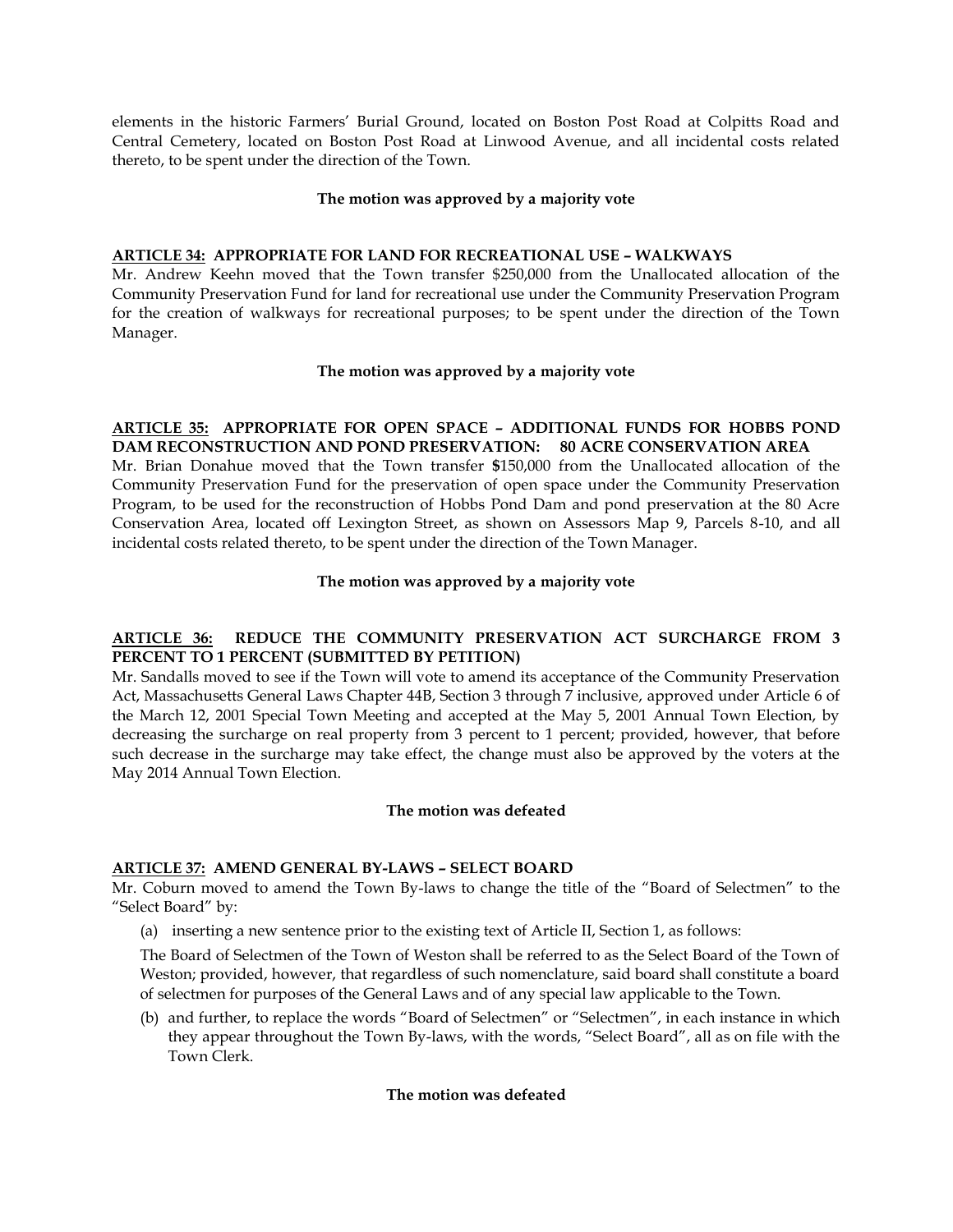elements in the historic Farmers' Burial Ground, located on Boston Post Road at Colpitts Road and Central Cemetery, located on Boston Post Road at Linwood Avenue, and all incidental costs related thereto, to be spent under the direction of the Town.

**The motion was approved by a majority vote**

**ARTICLE 34: APPROPRIATE FOR LAND FOR RECREATIONAL USE – WALKWAYS**

Mr. Andrew Keehn moved that the Town transfer $250,000 from the Unallocated allocation of the Community Preservation Fund for land for recreational use under the Community Preservation Program for the creation of walkways for recreational purposes; to be spent under the direction of the Town Manager.

**The motion was approved by a majority vote**

**ARTICLE 35: APPROPRIATE FOR OPEN SPACE – ADDITIONAL FUNDS FOR HOBBS POND DAM RECONSTRUCTION AND POND PRESERVATION: 80 ACRE CONSERVATION AREA**

Mr. Brian Donahue moved that the Town transfer $150,000 from the Unallocated allocation of the Community Preservation Fund for the preservation of open space under the Community Preservation Program, to be used for the reconstruction of Hobbs Pond Dam and pond preservation at the 80 Acre Conservation Area, located off Lexington Street, as shown on Assessors Map 9, Parcels 8-10, and all incidental costs related thereto, to be spent under the direction of the Town Manager.

**The motion was approved by a majority vote**

**ARTICLE 36: REDUCE THE COMMUNITY PRESERVATION ACT SURCHARGE FROM 3 PERCENT TO 1 PERCENT (SUBMITTED BY PETITION)**

Mr. Sandalls moved to see if the Town will vote to amend its acceptance of the Community Preservation Act, Massachusetts General Laws Chapter 44B, Section 3 through 7 inclusive, approved under Article 6 of the March 12, 2001 Special Town Meeting and accepted at the May 5, 2001 Annual Town Election, by decreasing the surcharge on real property from 3 percent to 1 percent; provided, however, that before such decrease in the surcharge may take effect, the change must also be approved by the voters at the May 2014 Annual Town Election.

**The motion was defeated**

**ARTICLE 37: AMEND GENERAL BY-LAWS – SELECT BOARD**

Mr. Coburn moved to amend the Town By-laws to change the title of the "Board of Selectmen" to the "Select Board" by:

(a) inserting a new sentence prior to the existing text of Article II, Section 1, as follows:

The Board of Selectmen of the Town of Weston shall be referred to as the Select Board of the Town of Weston; provided, however, that regardless of such nomenclature, said board shall constitute a board of selectmen for purposes of the General Laws and of any special law applicable to the Town.

(b) and further, to replace the words "Board of Selectmen" or "Selectmen", in each instance in which they appear throughout the Town By-laws, with the words, "Select Board", all as on file with the Town Clerk.

**The motion was defeated**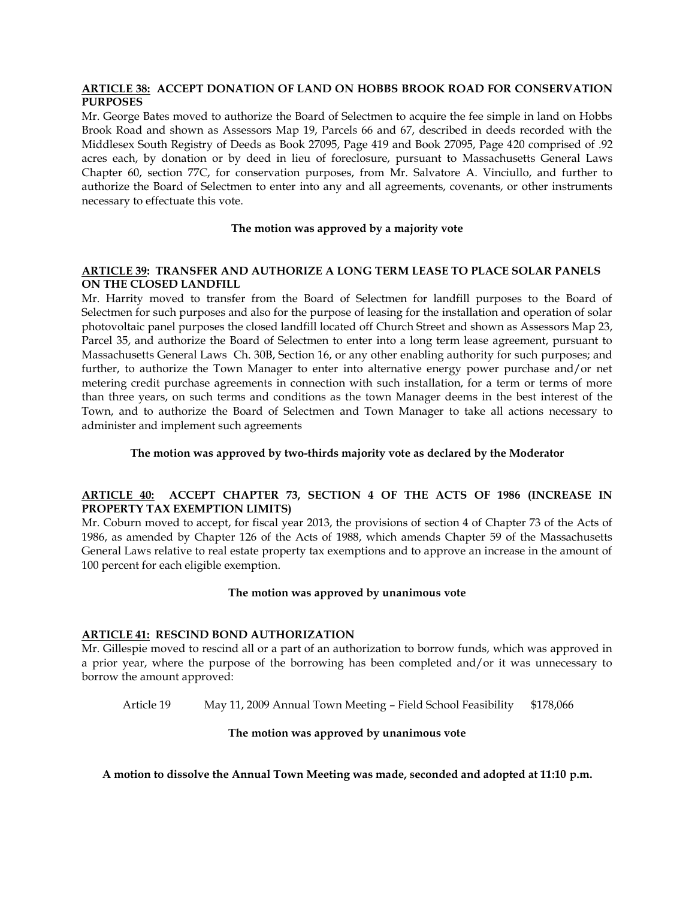**ARTICLE 38: ACCEPT DONATION OF LAND ON HOBBS BROOK ROAD FOR CONSERVATION PURPOSES**

Mr. George Bates moved to authorize the Board of Selectmen to acquire the fee simple in land on Hobbs Brook Road and shown as Assessors Map 19, Parcels 66 and 67, described in deeds recorded with the Middlesex South Registry of Deeds as Book 27095, Page 419 and Book 27095, Page 420 comprised of .92 acres each, by donation or by deed in lieu of foreclosure, pursuant to Massachusetts General Laws Chapter 60, section 77C, for conservation purposes, from Mr. Salvatore A. Vinciullo, and further to authorize the Board of Selectmen to enter into any and all agreements, covenants, or other instruments necessary to effectuate this vote.

**The motion was approved by a majority vote**

**ARTICLE 39: TRANSFER AND AUTHORIZE A LONG TERM LEASE TO PLACE SOLAR PANELS ON THE CLOSED LANDFILL**

Mr. Harrity moved to transfer from the Board of Selectmen for landfill purposes to the Board of Selectmen for such purposes and also for the purpose of leasing for the installation and operation of solar photovoltaic panel purposes the closed landfill located off Church Street and shown as Assessors Map 23, Parcel 35, and authorize the Board of Selectmen to enter into a long term lease agreement, pursuant to Massachusetts General Laws Ch. 30B, Section 16, or any other enabling authority for such purposes; and further, to authorize the Town Manager to enter into alternative energy power purchase and/or net metering credit purchase agreements in connection with such installation, for a term or terms of more than three years, on such terms and conditions as the town Manager deems in the best interest of the Town, and to authorize the Board of Selectmen and Town Manager to take all actions necessary to administer and implement such agreements

**The motion was approved by two-thirds majority vote as declared by the Moderator**

**ARTICLE 40: ACCEPT CHAPTER 73, SECTION 4 OF THE ACTS OF 1986 (INCREASE IN PROPERTY TAX EXEMPTION LIMITS)**

Mr. Coburn moved to accept, for fiscal year 2013, the provisions of section 4 of Chapter 73 of the Acts of 1986, as amended by Chapter 126 of the Acts of 1988, which amends Chapter 59 of the Massachusetts General Laws relative to real estate property tax exemptions and to approve an increase in the amount of 100 percent for each eligible exemption.

**The motion was approved by unanimous vote**

**ARTICLE 41: RESCIND BOND AUTHORIZATION**

Mr. Gillespie moved to rescind all or a part of an authorization to borrow funds, which was approved in a prior year, where the purpose of the borrowing has been completed and/or it was unnecessary to borrow the amount approved:

| | | |
|---|---|---|
| Article 19 | May 11, 2009 Annual Town Meeting – Field School Feasibility | $178,066 |

**The motion was approved by unanimous vote**

**A motion to dissolve the Annual Town Meeting was made, seconded and adopted at 11:10 p.m.**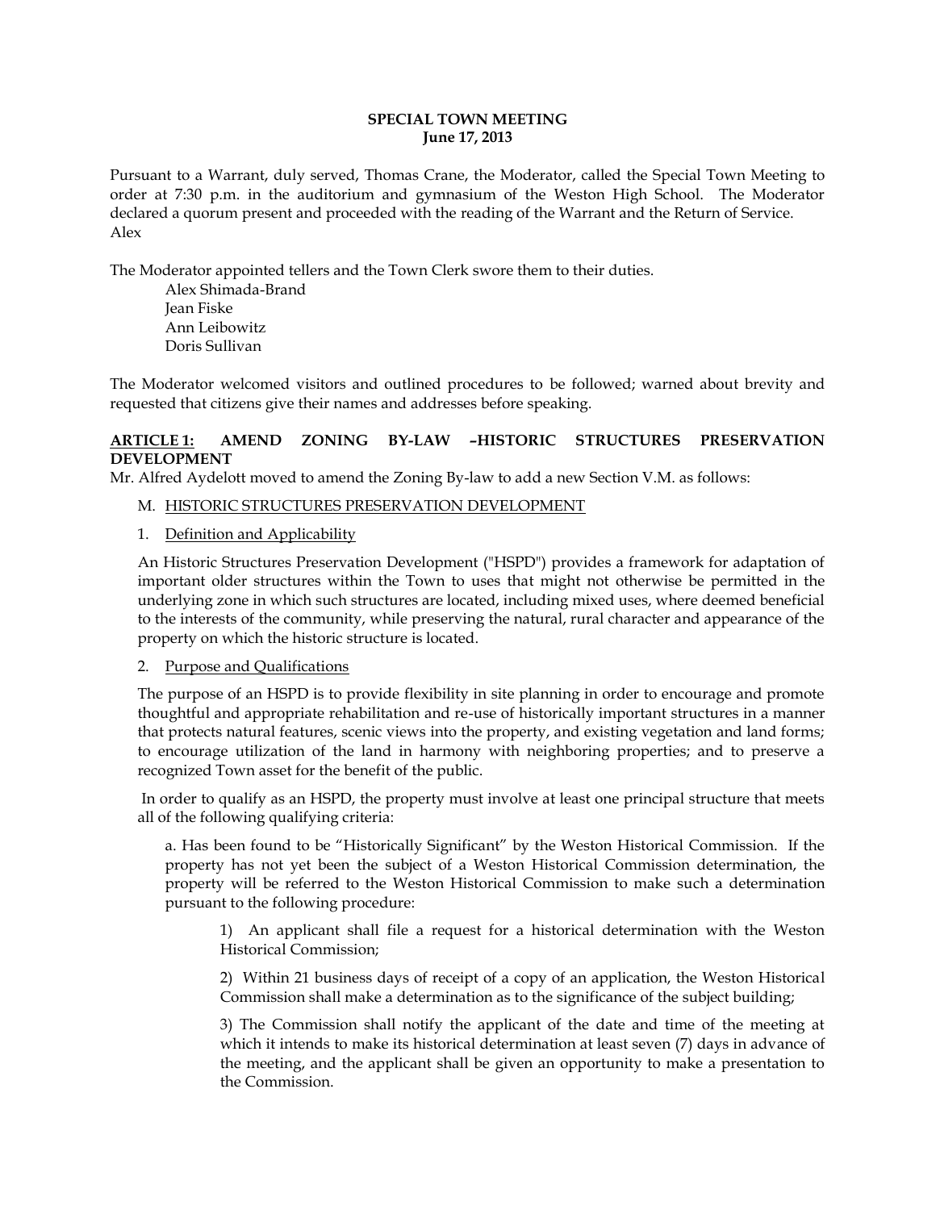**SPECIAL TOWN MEETING**
**June 17, 2013**

Pursuant to a Warrant, duly served, Thomas Crane, the Moderator, called the Special Town Meeting to order at 7:30 p.m. in the auditorium and gymnasium of the Weston High School. The Moderator declared a quorum present and proceeded with the reading of the Warrant and the Return of Service. Alex

The Moderator appointed tellers and the Town Clerk swore them to their duties.

Alex Shimada-Brand
Jean Fiske
Ann Leibowitz
Doris Sullivan

The Moderator welcomed visitors and outlined procedures to be followed; warned about brevity and requested that citizens give their names and addresses before speaking.

**ARTICLE 1: AMEND ZONING BY-LAW –HISTORIC STRUCTURES PRESERVATION DEVELOPMENT**

Mr. Alfred Aydelott moved to amend the Zoning By-law to add a new Section V.M. as follows:

M. HISTORIC STRUCTURES PRESERVATION DEVELOPMENT

1. Definition and Applicability

An Historic Structures Preservation Development ("HSPD") provides a framework for adaptation of important older structures within the Town to uses that might not otherwise be permitted in the underlying zone in which such structures are located, including mixed uses, where deemed beneficial to the interests of the community, while preserving the natural, rural character and appearance of the property on which the historic structure is located.

2. Purpose and Qualifications

The purpose of an HSPD is to provide flexibility in site planning in order to encourage and promote thoughtful and appropriate rehabilitation and re-use of historically important structures in a manner that protects natural features, scenic views into the property, and existing vegetation and land forms; to encourage utilization of the land in harmony with neighboring properties; and to preserve a recognized Town asset for the benefit of the public.

In order to qualify as an HSPD, the property must involve at least one principal structure that meets all of the following qualifying criteria:

a. Has been found to be "Historically Significant" by the Weston Historical Commission. If the property has not yet been the subject of a Weston Historical Commission determination, the property will be referred to the Weston Historical Commission to make such a determination pursuant to the following procedure:

1) An applicant shall file a request for a historical determination with the Weston Historical Commission;

2) Within 21 business days of receipt of a copy of an application, the Weston Historical Commission shall make a determination as to the significance of the subject building;

3) The Commission shall notify the applicant of the date and time of the meeting at which it intends to make its historical determination at least seven (7) days in advance of the meeting, and the applicant shall be given an opportunity to make a presentation to the Commission.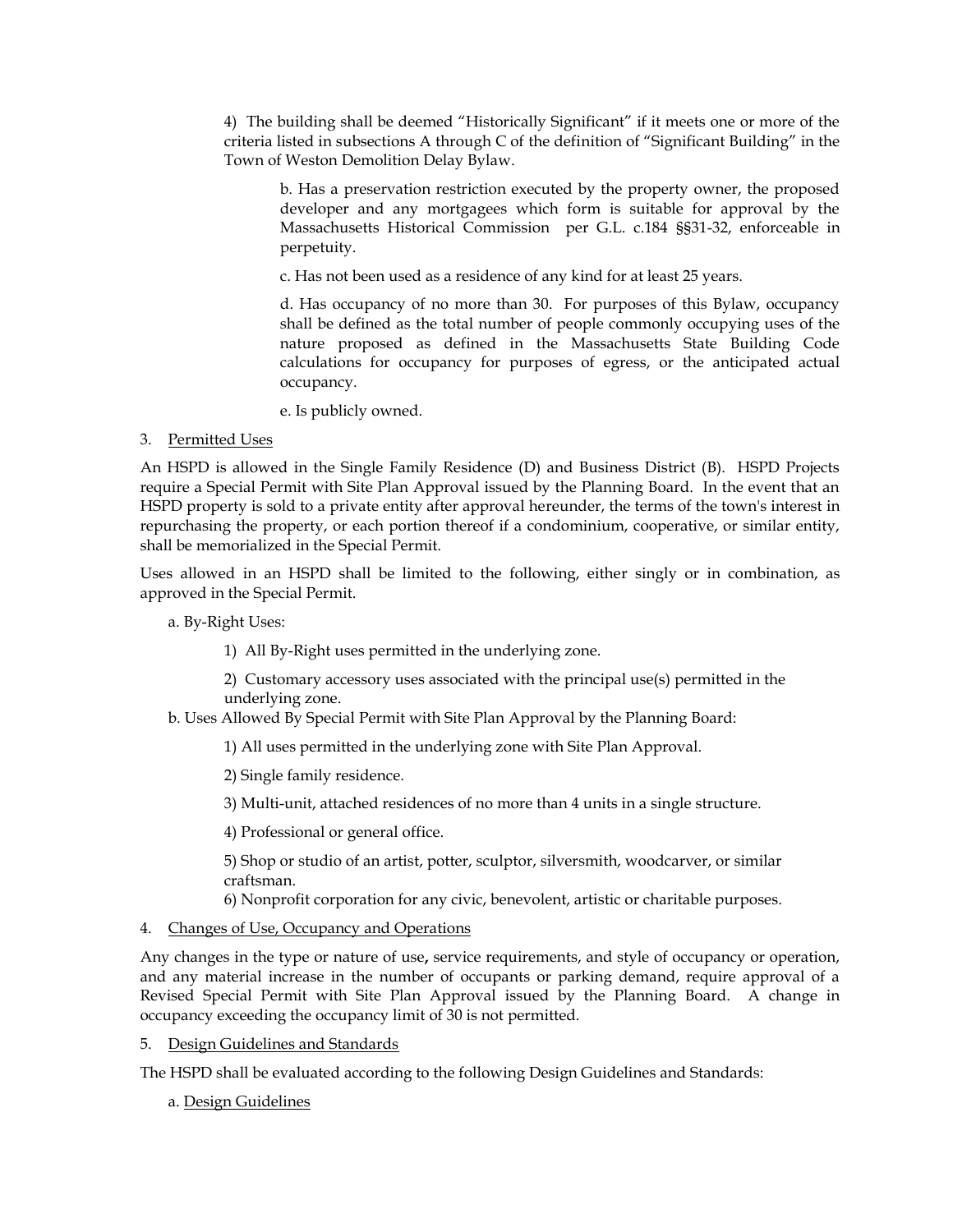4) The building shall be deemed "Historically Significant" if it meets one or more of the criteria listed in subsections A through C of the definition of "Significant Building" in the Town of Weston Demolition Delay Bylaw.

b. Has a preservation restriction executed by the property owner, the proposed developer and any mortgagees which form is suitable for approval by the Massachusetts Historical Commission per G.L. c.184 §§31-32, enforceable in perpetuity.

c. Has not been used as a residence of any kind for at least 25 years.

d. Has occupancy of no more than 30. For purposes of this Bylaw, occupancy shall be defined as the total number of people commonly occupying uses of the nature proposed as defined in the Massachusetts State Building Code calculations for occupancy for purposes of egress, or the anticipated actual occupancy.

e. Is publicly owned.

3. Permitted Uses

An HSPD is allowed in the Single Family Residence (D) and Business District (B). HSPD Projects require a Special Permit with Site Plan Approval issued by the Planning Board. In the event that an HSPD property is sold to a private entity after approval hereunder, the terms of the town's interest in repurchasing the property, or each portion thereof if a condominium, cooperative, or similar entity, shall be memorialized in the Special Permit.

Uses allowed in an HSPD shall be limited to the following, either singly or in combination, as approved in the Special Permit.

a. By-Right Uses:

1) All By-Right uses permitted in the underlying zone.

2) Customary accessory uses associated with the principal use(s) permitted in the underlying zone.

b. Uses Allowed By Special Permit with Site Plan Approval by the Planning Board:

1) All uses permitted in the underlying zone with Site Plan Approval.

2) Single family residence.

3) Multi-unit, attached residences of no more than 4 units in a single structure.

4) Professional or general office.

5) Shop or studio of an artist, potter, sculptor, silversmith, woodcarver, or similar craftsman.

6) Nonprofit corporation for any civic, benevolent, artistic or charitable purposes.

4. Changes of Use, Occupancy and Operations

Any changes in the type or nature of use**,** service requirements, and style of occupancy or operation, and any material increase in the number of occupants or parking demand, require approval of a Revised Special Permit with Site Plan Approval issued by the Planning Board. A change in occupancy exceeding the occupancy limit of 30 is not permitted.

5. Design Guidelines and Standards

The HSPD shall be evaluated according to the following Design Guidelines and Standards:

a. Design Guidelines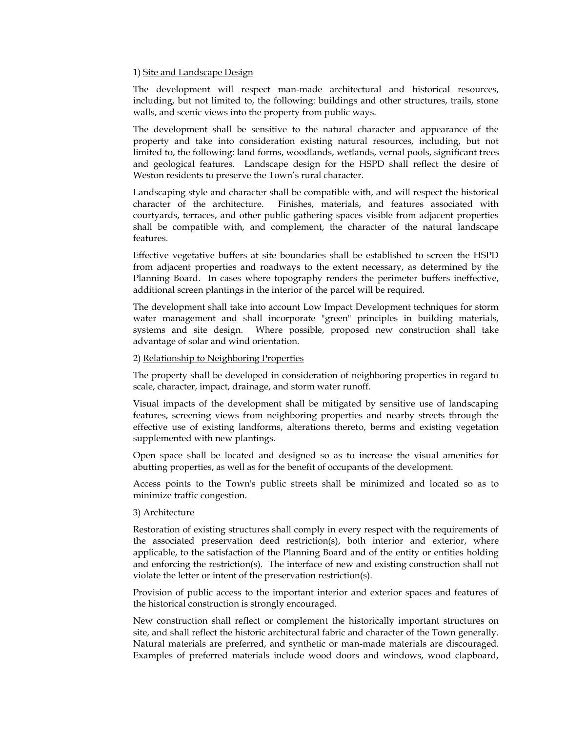1) <u>Site and Landscape Design</u>

The development will respect man-made architectural and historical resources, including, but not limited to, the following: buildings and other structures, trails, stone walls, and scenic views into the property from public ways.

The development shall be sensitive to the natural character and appearance of the property and take into consideration existing natural resources, including, but not limited to, the following: land forms, woodlands, wetlands, vernal pools, significant trees and geological features. Landscape design for the HSPD shall reflect the desire of Weston residents to preserve the Town's rural character.

Landscaping style and character shall be compatible with, and will respect the historical character of the architecture. Finishes, materials, and features associated with courtyards, terraces, and other public gathering spaces visible from adjacent properties shall be compatible with, and complement, the character of the natural landscape features.

Effective vegetative buffers at site boundaries shall be established to screen the HSPD from adjacent properties and roadways to the extent necessary, as determined by the Planning Board. In cases where topography renders the perimeter buffers ineffective, additional screen plantings in the interior of the parcel will be required.

The development shall take into account Low Impact Development techniques for storm water management and shall incorporate "green" principles in building materials, systems and site design. Where possible, proposed new construction shall take advantage of solar and wind orientation.

2) <u>Relationship to Neighboring Properties</u>

The property shall be developed in consideration of neighboring properties in regard to scale, character, impact, drainage, and storm water runoff.

Visual impacts of the development shall be mitigated by sensitive use of landscaping features, screening views from neighboring properties and nearby streets through the effective use of existing landforms, alterations thereto, berms and existing vegetation supplemented with new plantings.

Open space shall be located and designed so as to increase the visual amenities for abutting properties, as well as for the benefit of occupants of the development.

Access points to the Town's public streets shall be minimized and located so as to minimize traffic congestion.

3) <u>Architecture</u>

Restoration of existing structures shall comply in every respect with the requirements of the associated preservation deed restriction(s), both interior and exterior, where applicable, to the satisfaction of the Planning Board and of the entity or entities holding and enforcing the restriction(s). The interface of new and existing construction shall not violate the letter or intent of the preservation restriction(s).

Provision of public access to the important interior and exterior spaces and features of the historical construction is strongly encouraged.

New construction shall reflect or complement the historically important structures on site, and shall reflect the historic architectural fabric and character of the Town generally. Natural materials are preferred, and synthetic or man-made materials are discouraged. Examples of preferred materials include wood doors and windows, wood clapboard,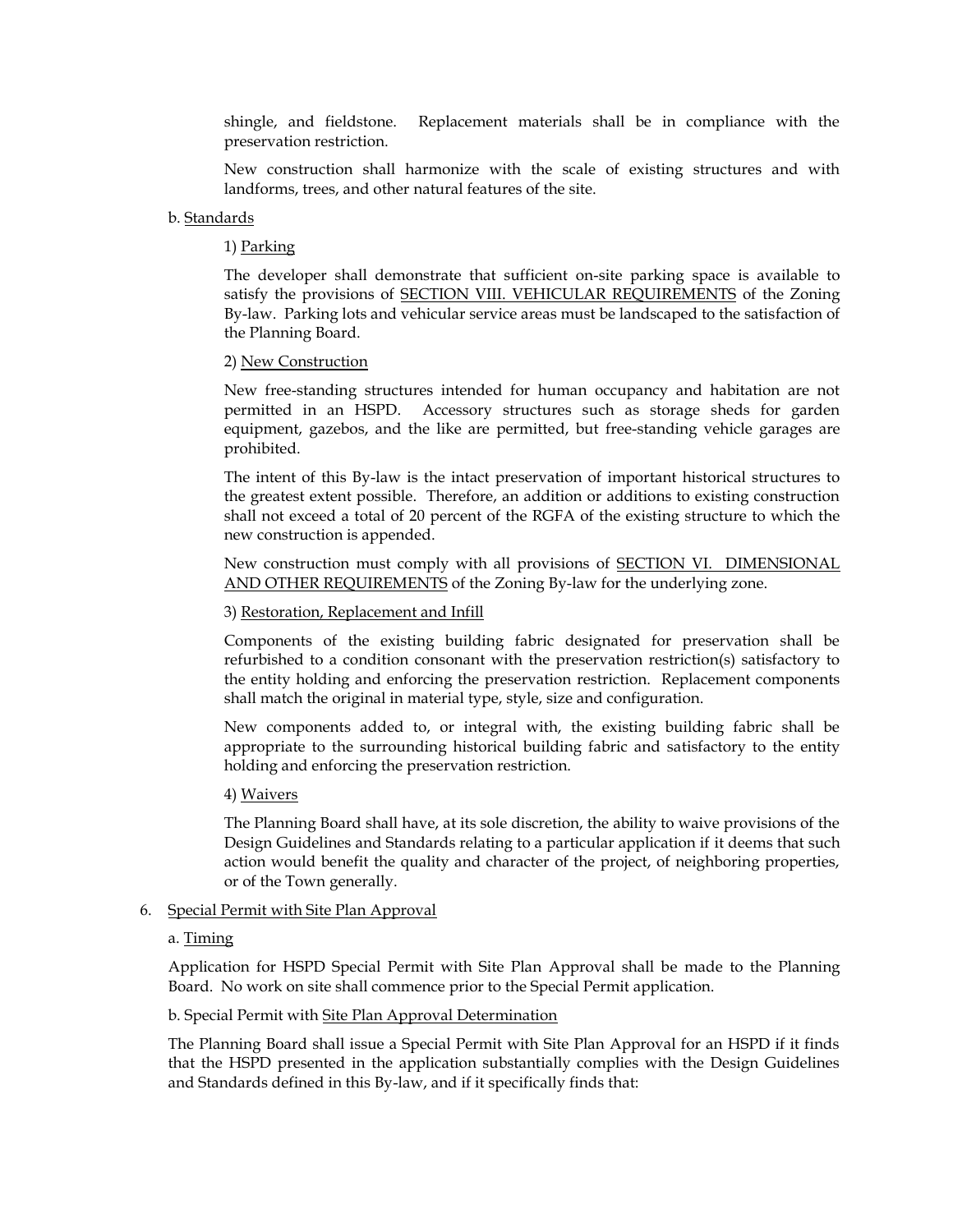shingle, and fieldstone. Replacement materials shall be in compliance with the preservation restriction.

New construction shall harmonize with the scale of existing structures and with landforms, trees, and other natural features of the site.

b. Standards

1) Parking

The developer shall demonstrate that sufficient on-site parking space is available to satisfy the provisions of SECTION VIII. VEHICULAR REQUIREMENTS of the Zoning By-law. Parking lots and vehicular service areas must be landscaped to the satisfaction of the Planning Board.

2) New Construction

New free-standing structures intended for human occupancy and habitation are not permitted in an HSPD. Accessory structures such as storage sheds for garden equipment, gazebos, and the like are permitted, but free-standing vehicle garages are prohibited.

The intent of this By-law is the intact preservation of important historical structures to the greatest extent possible. Therefore, an addition or additions to existing construction shall not exceed a total of 20 percent of the RGFA of the existing structure to which the new construction is appended.

New construction must comply with all provisions of SECTION VI. DIMENSIONAL AND OTHER REQUIREMENTS of the Zoning By-law for the underlying zone.

3) Restoration, Replacement and Infill

Components of the existing building fabric designated for preservation shall be refurbished to a condition consonant with the preservation restriction(s) satisfactory to the entity holding and enforcing the preservation restriction. Replacement components shall match the original in material type, style, size and configuration.

New components added to, or integral with, the existing building fabric shall be appropriate to the surrounding historical building fabric and satisfactory to the entity holding and enforcing the preservation restriction.

4) Waivers

The Planning Board shall have, at its sole discretion, the ability to waive provisions of the Design Guidelines and Standards relating to a particular application if it deems that such action would benefit the quality and character of the project, of neighboring properties, or of the Town generally.

6. Special Permit with Site Plan Approval

a. Timing

Application for HSPD Special Permit with Site Plan Approval shall be made to the Planning Board. No work on site shall commence prior to the Special Permit application.

b. Special Permit with Site Plan Approval Determination

The Planning Board shall issue a Special Permit with Site Plan Approval for an HSPD if it finds that the HSPD presented in the application substantially complies with the Design Guidelines and Standards defined in this By-law, and if it specifically finds that: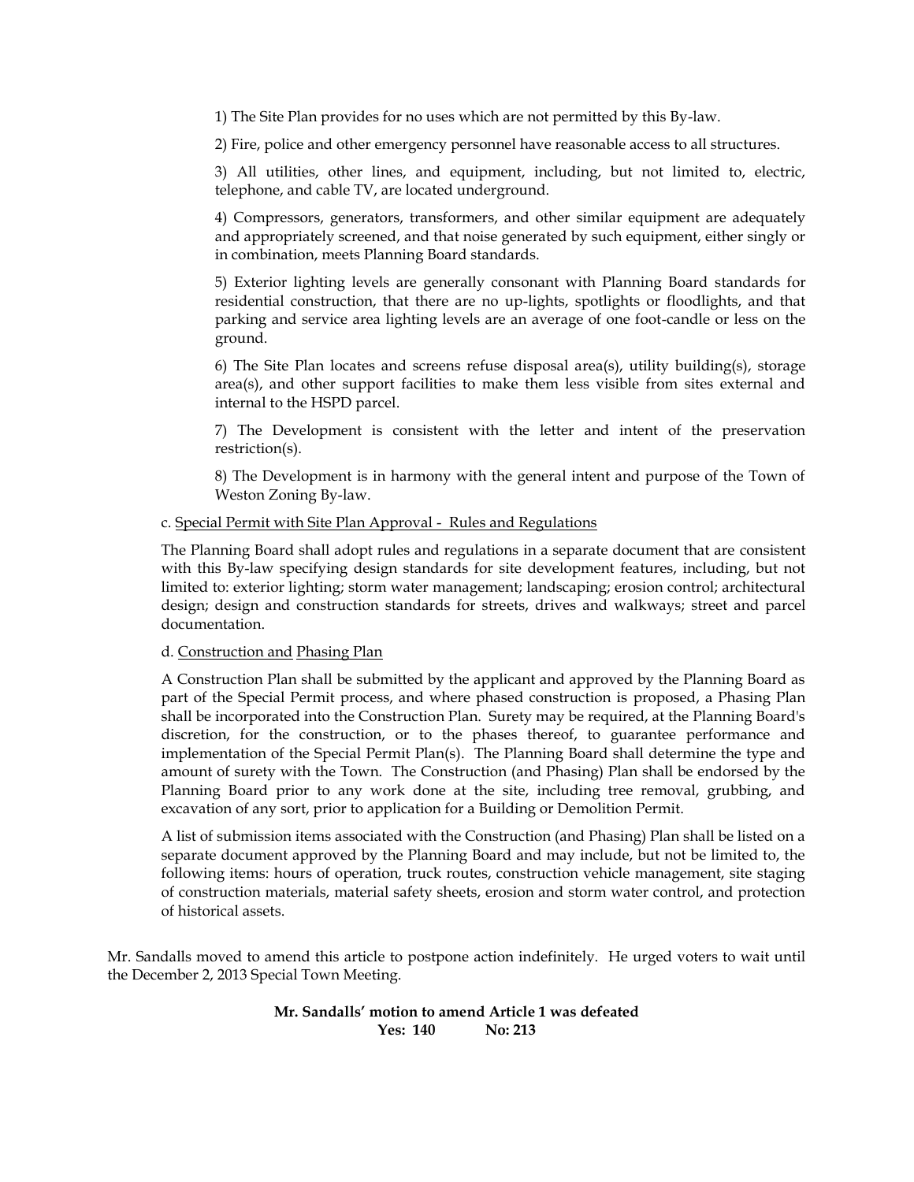1) The Site Plan provides for no uses which are not permitted by this By-law.

2) Fire, police and other emergency personnel have reasonable access to all structures.

3) All utilities, other lines, and equipment, including, but not limited to, electric, telephone, and cable TV, are located underground.

4) Compressors, generators, transformers, and other similar equipment are adequately and appropriately screened, and that noise generated by such equipment, either singly or in combination, meets Planning Board standards.

5) Exterior lighting levels are generally consonant with Planning Board standards for residential construction, that there are no up-lights, spotlights or floodlights, and that parking and service area lighting levels are an average of one foot-candle or less on the ground.

6) The Site Plan locates and screens refuse disposal area(s), utility building(s), storage area(s), and other support facilities to make them less visible from sites external and internal to the HSPD parcel.

7) The Development is consistent with the letter and intent of the preservation restriction(s).

8) The Development is in harmony with the general intent and purpose of the Town of Weston Zoning By-law.

c. <u>Special Permit with Site Plan Approval - Rules and Regulations</u>

The Planning Board shall adopt rules and regulations in a separate document that are consistent with this By-law specifying design standards for site development features, including, but not limited to: exterior lighting; storm water management; landscaping; erosion control; architectural design; design and construction standards for streets, drives and walkways; street and parcel documentation.

d. <u>Construction and</u> <u>Phasing Plan</u>

A Construction Plan shall be submitted by the applicant and approved by the Planning Board as part of the Special Permit process, and where phased construction is proposed, a Phasing Plan shall be incorporated into the Construction Plan. Surety may be required, at the Planning Board's discretion, for the construction, or to the phases thereof, to guarantee performance and implementation of the Special Permit Plan(s). The Planning Board shall determine the type and amount of surety with the Town. The Construction (and Phasing) Plan shall be endorsed by the Planning Board prior to any work done at the site, including tree removal, grubbing, and excavation of any sort, prior to application for a Building or Demolition Permit.

A list of submission items associated with the Construction (and Phasing) Plan shall be listed on a separate document approved by the Planning Board and may include, but not be limited to, the following items: hours of operation, truck routes, construction vehicle management, site staging of construction materials, material safety sheets, erosion and storm water control, and protection of historical assets.

Mr. Sandalls moved to amend this article to postpone action indefinitely. He urged voters to wait until the December 2, 2013 Special Town Meeting.

**Mr. Sandalls' motion to amend Article 1 was defeated**
**Yes: 140 No: 213**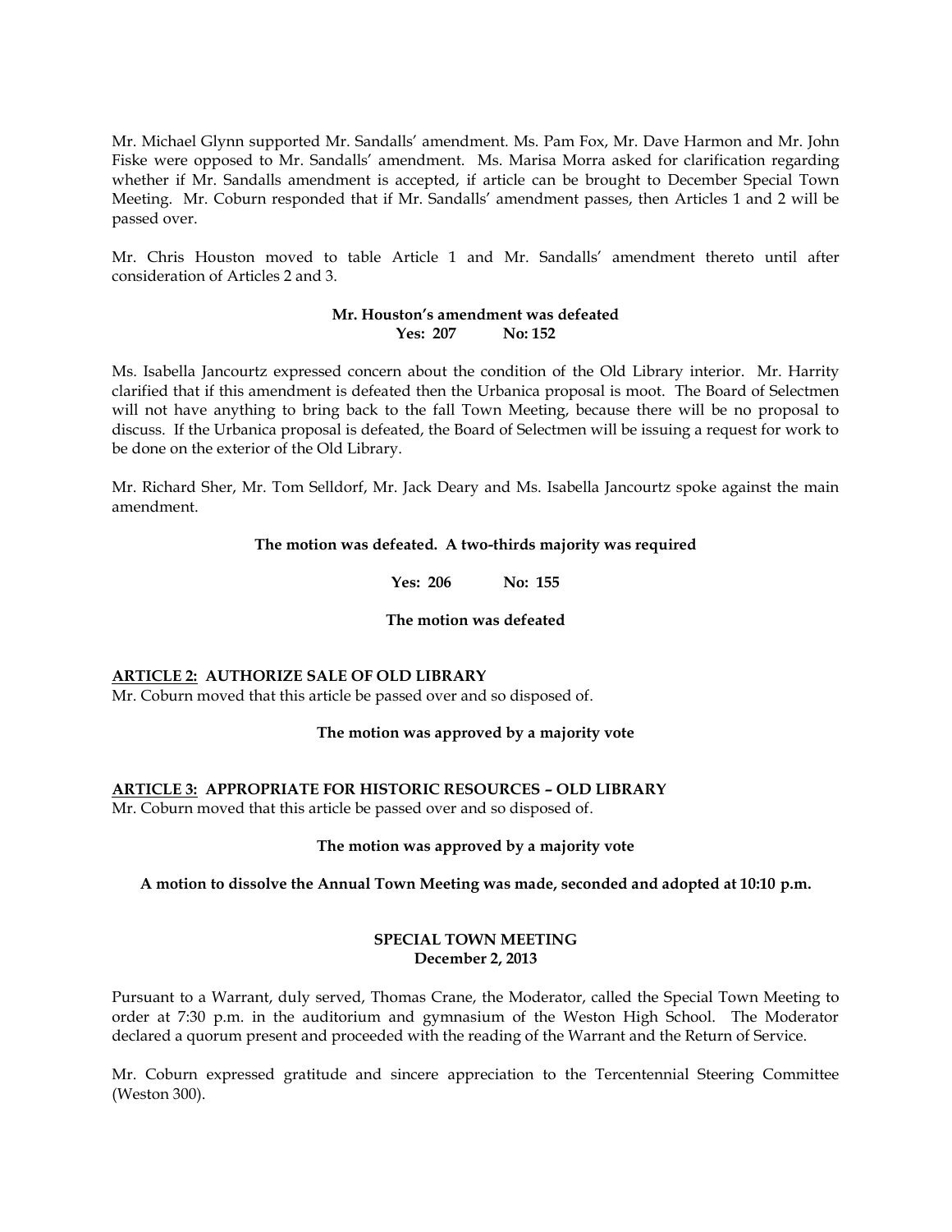Mr. Michael Glynn supported Mr. Sandalls' amendment. Ms. Pam Fox, Mr. Dave Harmon and Mr. John Fiske were opposed to Mr. Sandalls' amendment. Ms. Marisa Morra asked for clarification regarding whether if Mr. Sandalls amendment is accepted, if article can be brought to December Special Town Meeting. Mr. Coburn responded that if Mr. Sandalls' amendment passes, then Articles 1 and 2 will be passed over.

Mr. Chris Houston moved to table Article 1 and Mr. Sandalls' amendment thereto until after consideration of Articles 2 and 3.

**Mr. Houston's amendment was defeated**
**Yes: 207 No: 152**

Ms. Isabella Jancourtz expressed concern about the condition of the Old Library interior. Mr. Harrity clarified that if this amendment is defeated then the Urbanica proposal is moot. The Board of Selectmen will not have anything to bring back to the fall Town Meeting, because there will be no proposal to discuss. If the Urbanica proposal is defeated, the Board of Selectmen will be issuing a request for work to be done on the exterior of the Old Library.

Mr. Richard Sher, Mr. Tom Selldorf, Mr. Jack Deary and Ms. Isabella Jancourtz spoke against the main amendment.

**The motion was defeated. A two-thirds majority was required**

**Yes: 206 No: 155**

**The motion was defeated**

**ARTICLE 2: AUTHORIZE SALE OF OLD LIBRARY**
Mr. Coburn moved that this article be passed over and so disposed of.

**The motion was approved by a majority vote**

**ARTICLE 3: APPROPRIATE FOR HISTORIC RESOURCES – OLD LIBRARY**
Mr. Coburn moved that this article be passed over and so disposed of.

**The motion was approved by a majority vote**

**A motion to dissolve the Annual Town Meeting was made, seconded and adopted at 10:10 p.m.**

## SPECIAL TOWN MEETING
**December 2, 2013**

Pursuant to a Warrant, duly served, Thomas Crane, the Moderator, called the Special Town Meeting to order at 7:30 p.m. in the auditorium and gymnasium of the Weston High School. The Moderator declared a quorum present and proceeded with the reading of the Warrant and the Return of Service.

Mr. Coburn expressed gratitude and sincere appreciation to the Tercentennial Steering Committee (Weston 300).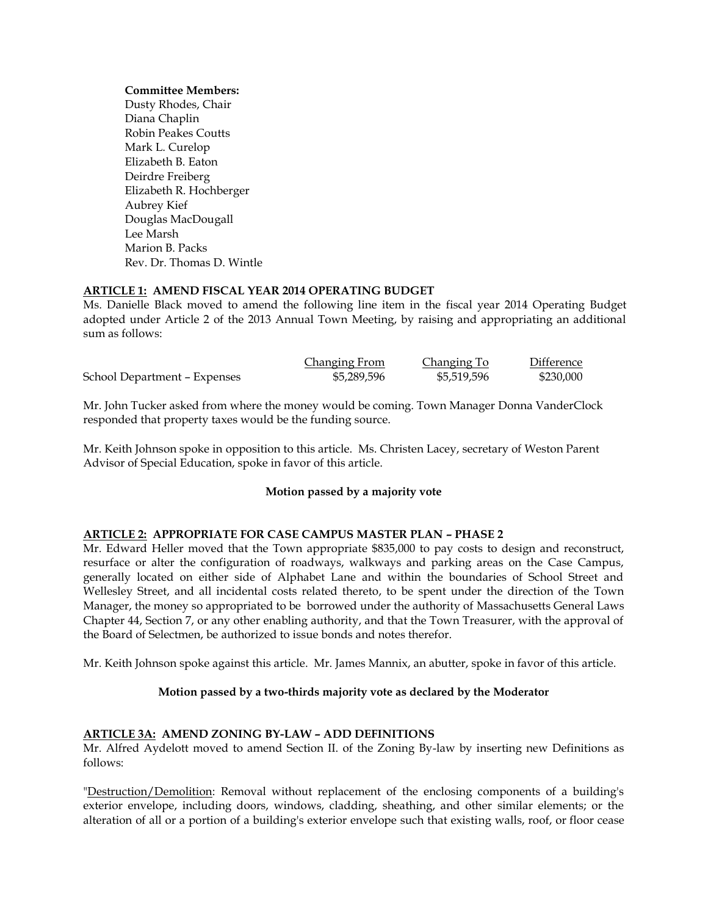**Committee Members:**
Dusty Rhodes, Chair
Diana Chaplin
Robin Peakes Coutts
Mark L. Curelop
Elizabeth B. Eaton
Deirdre Freiberg
Elizabeth R. Hochberger
Aubrey Kief
Douglas MacDougall
Lee Marsh
Marion B. Packs
Rev. Dr. Thomas D. Wintle

**ARTICLE 1: AMEND FISCAL YEAR 2014 OPERATING BUDGET**

Ms. Danielle Black moved to amend the following line item in the fiscal year 2014 Operating Budget adopted under Article 2 of the 2013 Annual Town Meeting, by raising and appropriating an additional sum as follows:

| | Changing From | Changing To | Difference |
|---|---|---|---|
| School Department – Expenses | \$5,289,596 | \$5,519,596 | \$230,000 |

Mr. John Tucker asked from where the money would be coming. Town Manager Donna VanderClock responded that property taxes would be the funding source.

Mr. Keith Johnson spoke in opposition to this article. Ms. Christen Lacey, secretary of Weston Parent Advisor of Special Education, spoke in favor of this article.

**Motion passed by a majority vote**

**ARTICLE 2: APPROPRIATE FOR CASE CAMPUS MASTER PLAN – PHASE 2**

Mr. Edward Heller moved that the Town appropriate \$835,000 to pay costs to design and reconstruct, resurface or alter the configuration of roadways, walkways and parking areas on the Case Campus, generally located on either side of Alphabet Lane and within the boundaries of School Street and Wellesley Street, and all incidental costs related thereto, to be spent under the direction of the Town Manager, the money so appropriated to be borrowed under the authority of Massachusetts General Laws Chapter 44, Section 7, or any other enabling authority, and that the Town Treasurer, with the approval of the Board of Selectmen, be authorized to issue bonds and notes therefor.

Mr. Keith Johnson spoke against this article. Mr. James Mannix, an abutter, spoke in favor of this article.

**Motion passed by a two-thirds majority vote as declared by the Moderator**

**ARTICLE 3A: AMEND ZONING BY-LAW – ADD DEFINITIONS**

Mr. Alfred Aydelott moved to amend Section II. of the Zoning By-law by inserting new Definitions as follows:

"Destruction/Demolition: Removal without replacement of the enclosing components of a building's exterior envelope, including doors, windows, cladding, sheathing, and other similar elements; or the alteration of all or a portion of a building's exterior envelope such that existing walls, roof, or floor cease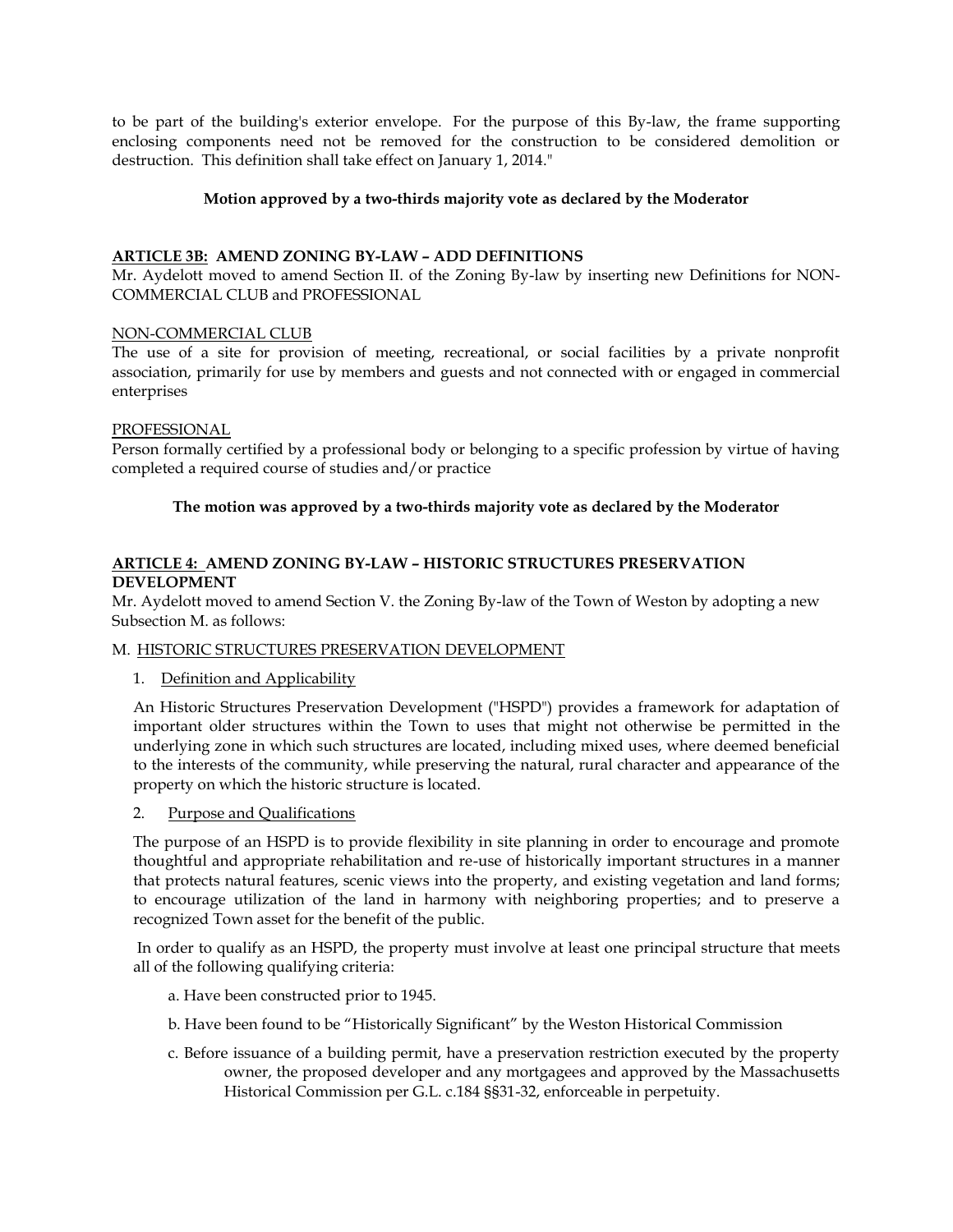to be part of the building's exterior envelope. For the purpose of this By-law, the frame supporting enclosing components need not be removed for the construction to be considered demolition or destruction. This definition shall take effect on January 1, 2014."

**Motion approved by a two-thirds majority vote as declared by the Moderator**

**ARTICLE 3B: AMEND ZONING BY-LAW – ADD DEFINITIONS**

Mr. Aydelott moved to amend Section II. of the Zoning By-law by inserting new Definitions for NON-COMMERCIAL CLUB and PROFESSIONAL

NON-COMMERCIAL CLUB

The use of a site for provision of meeting, recreational, or social facilities by a private nonprofit association, primarily for use by members and guests and not connected with or engaged in commercial enterprises

PROFESSIONAL

Person formally certified by a professional body or belonging to a specific profession by virtue of having completed a required course of studies and/or practice

**The motion was approved by a two-thirds majority vote as declared by the Moderator**

**ARTICLE 4: AMEND ZONING BY-LAW – HISTORIC STRUCTURES PRESERVATION DEVELOPMENT**

Mr. Aydelott moved to amend Section V. the Zoning By-law of the Town of Weston by adopting a new Subsection M. as follows:

M. HISTORIC STRUCTURES PRESERVATION DEVELOPMENT

1. Definition and Applicability

An Historic Structures Preservation Development ("HSPD") provides a framework for adaptation of important older structures within the Town to uses that might not otherwise be permitted in the underlying zone in which such structures are located, including mixed uses, where deemed beneficial to the interests of the community, while preserving the natural, rural character and appearance of the property on which the historic structure is located.

2. Purpose and Qualifications

The purpose of an HSPD is to provide flexibility in site planning in order to encourage and promote thoughtful and appropriate rehabilitation and re-use of historically important structures in a manner that protects natural features, scenic views into the property, and existing vegetation and land forms; to encourage utilization of the land in harmony with neighboring properties; and to preserve a recognized Town asset for the benefit of the public.

In order to qualify as an HSPD, the property must involve at least one principal structure that meets all of the following qualifying criteria:

a. Have been constructed prior to 1945.

b. Have been found to be "Historically Significant" by the Weston Historical Commission

c. Before issuance of a building permit, have a preservation restriction executed by the property owner, the proposed developer and any mortgagees and approved by the Massachusetts Historical Commission per G.L. c.184 §§31-32, enforceable in perpetuity.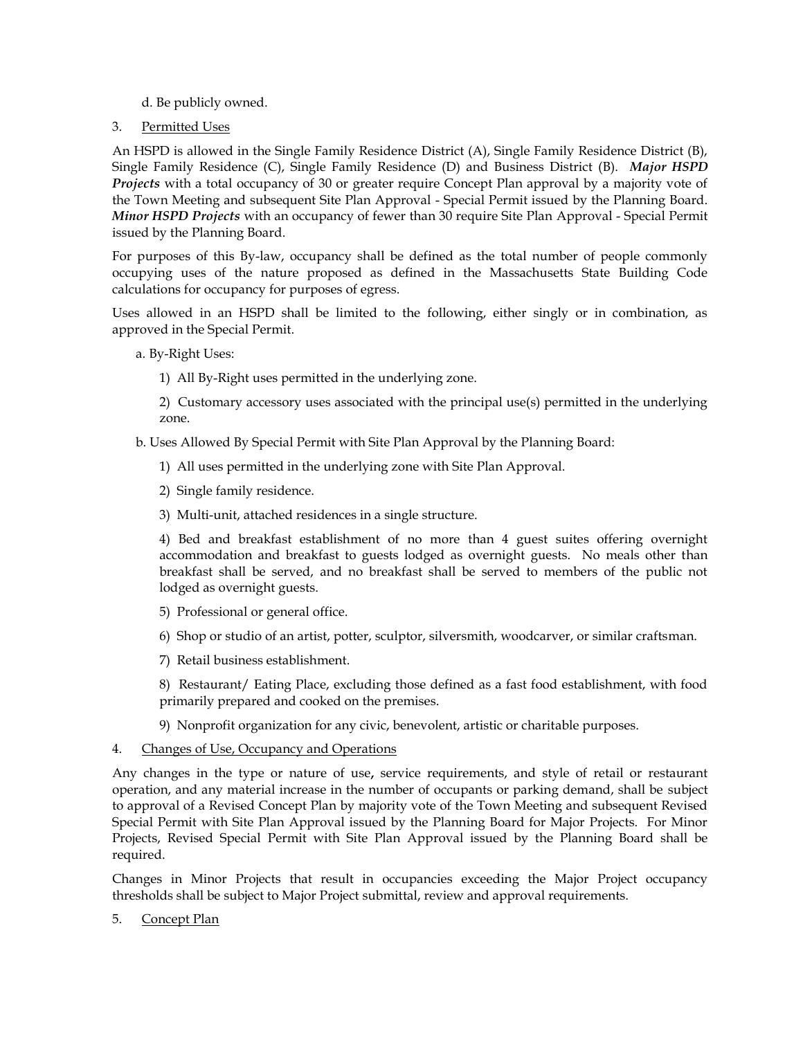d. Be publicly owned.

3. Permitted Uses

An HSPD is allowed in the Single Family Residence District (A), Single Family Residence District (B), Single Family Residence (C), Single Family Residence (D) and Business District (B). ***Major HSPD Projects*** with a total occupancy of 30 or greater require Concept Plan approval by a majority vote of the Town Meeting and subsequent Site Plan Approval - Special Permit issued by the Planning Board. ***Minor HSPD Projects*** with an occupancy of fewer than 30 require Site Plan Approval - Special Permit issued by the Planning Board.

For purposes of this By-law, occupancy shall be defined as the total number of people commonly occupying uses of the nature proposed as defined in the Massachusetts State Building Code calculations for occupancy for purposes of egress.

Uses allowed in an HSPD shall be limited to the following, either singly or in combination, as approved in the Special Permit.

a. By-Right Uses:

1) All By-Right uses permitted in the underlying zone.

2) Customary accessory uses associated with the principal use(s) permitted in the underlying zone.

b. Uses Allowed By Special Permit with Site Plan Approval by the Planning Board:

1) All uses permitted in the underlying zone with Site Plan Approval.

2) Single family residence.

3) Multi-unit, attached residences in a single structure.

4) Bed and breakfast establishment of no more than 4 guest suites offering overnight accommodation and breakfast to guests lodged as overnight guests. No meals other than breakfast shall be served, and no breakfast shall be served to members of the public not lodged as overnight guests.

5) Professional or general office.

6) Shop or studio of an artist, potter, sculptor, silversmith, woodcarver, or similar craftsman.

7) Retail business establishment.

8) Restaurant/ Eating Place, excluding those defined as a fast food establishment, with food primarily prepared and cooked on the premises.

9) Nonprofit organization for any civic, benevolent, artistic or charitable purposes.

4. Changes of Use, Occupancy and Operations

Any changes in the type or nature of use**,** service requirements, and style of retail or restaurant operation, and any material increase in the number of occupants or parking demand, shall be subject to approval of a Revised Concept Plan by majority vote of the Town Meeting and subsequent Revised Special Permit with Site Plan Approval issued by the Planning Board for Major Projects. For Minor Projects, Revised Special Permit with Site Plan Approval issued by the Planning Board shall be required.

Changes in Minor Projects that result in occupancies exceeding the Major Project occupancy thresholds shall be subject to Major Project submittal, review and approval requirements.

5. Concept Plan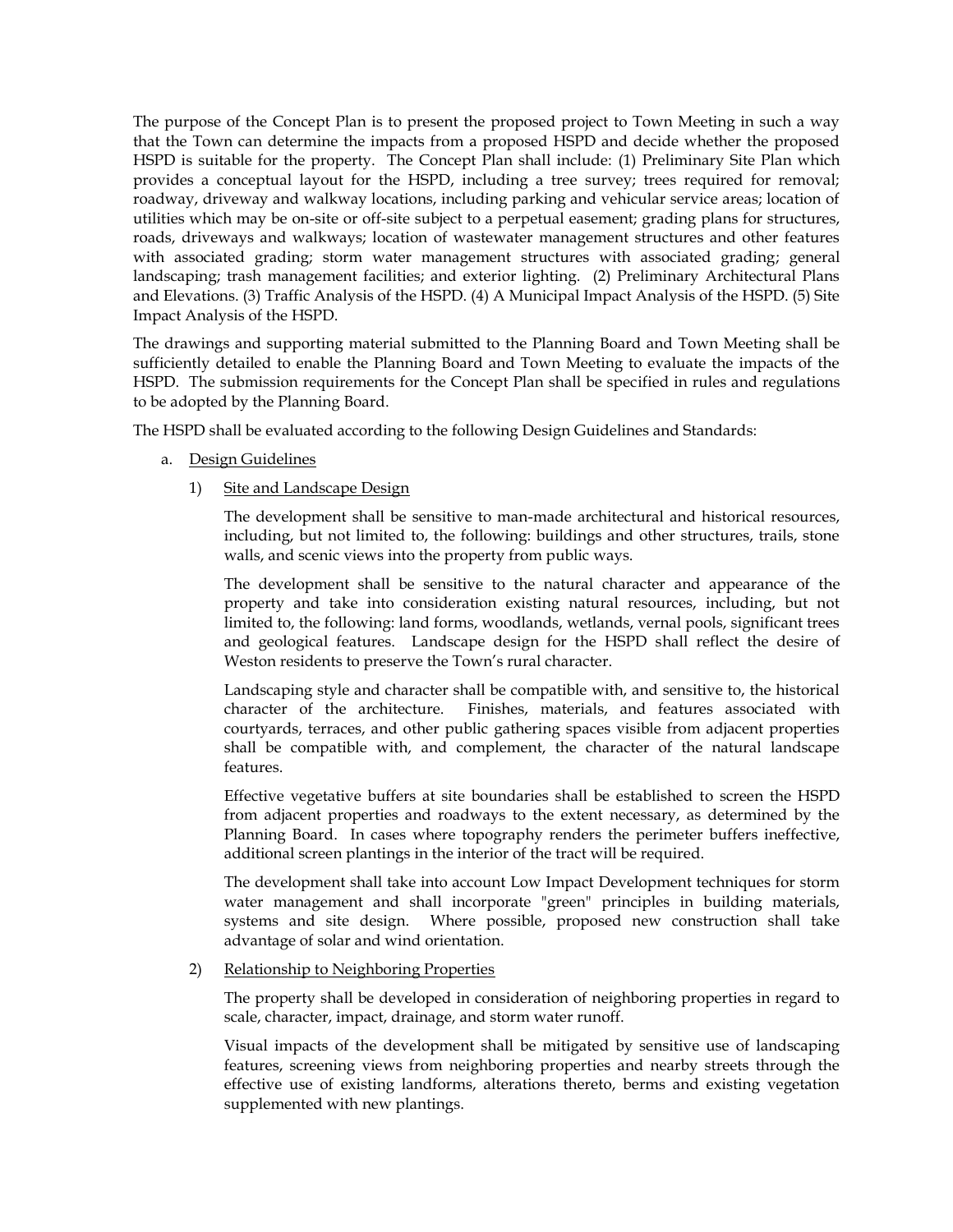The purpose of the Concept Plan is to present the proposed project to Town Meeting in such a way that the Town can determine the impacts from a proposed HSPD and decide whether the proposed HSPD is suitable for the property. The Concept Plan shall include: (1) Preliminary Site Plan which provides a conceptual layout for the HSPD, including a tree survey; trees required for removal; roadway, driveway and walkway locations, including parking and vehicular service areas; location of utilities which may be on-site or off-site subject to a perpetual easement; grading plans for structures, roads, driveways and walkways; location of wastewater management structures and other features with associated grading; storm water management structures with associated grading; general landscaping; trash management facilities; and exterior lighting. (2) Preliminary Architectural Plans and Elevations. (3) Traffic Analysis of the HSPD. (4) A Municipal Impact Analysis of the HSPD. (5) Site Impact Analysis of the HSPD.

The drawings and supporting material submitted to the Planning Board and Town Meeting shall be sufficiently detailed to enable the Planning Board and Town Meeting to evaluate the impacts of the HSPD. The submission requirements for the Concept Plan shall be specified in rules and regulations to be adopted by the Planning Board.

The HSPD shall be evaluated according to the following Design Guidelines and Standards:

a. Design Guidelines

1) Site and Landscape Design

The development shall be sensitive to man-made architectural and historical resources, including, but not limited to, the following: buildings and other structures, trails, stone walls, and scenic views into the property from public ways.

The development shall be sensitive to the natural character and appearance of the property and take into consideration existing natural resources, including, but not limited to, the following: land forms, woodlands, wetlands, vernal pools, significant trees and geological features. Landscape design for the HSPD shall reflect the desire of Weston residents to preserve the Town's rural character.

Landscaping style and character shall be compatible with, and sensitive to, the historical character of the architecture. Finishes, materials, and features associated with courtyards, terraces, and other public gathering spaces visible from adjacent properties shall be compatible with, and complement, the character of the natural landscape features.

Effective vegetative buffers at site boundaries shall be established to screen the HSPD from adjacent properties and roadways to the extent necessary, as determined by the Planning Board. In cases where topography renders the perimeter buffers ineffective, additional screen plantings in the interior of the tract will be required.

The development shall take into account Low Impact Development techniques for storm water management and shall incorporate "green" principles in building materials, systems and site design. Where possible, proposed new construction shall take advantage of solar and wind orientation.

2) Relationship to Neighboring Properties

The property shall be developed in consideration of neighboring properties in regard to scale, character, impact, drainage, and storm water runoff.

Visual impacts of the development shall be mitigated by sensitive use of landscaping features, screening views from neighboring properties and nearby streets through the effective use of existing landforms, alterations thereto, berms and existing vegetation supplemented with new plantings.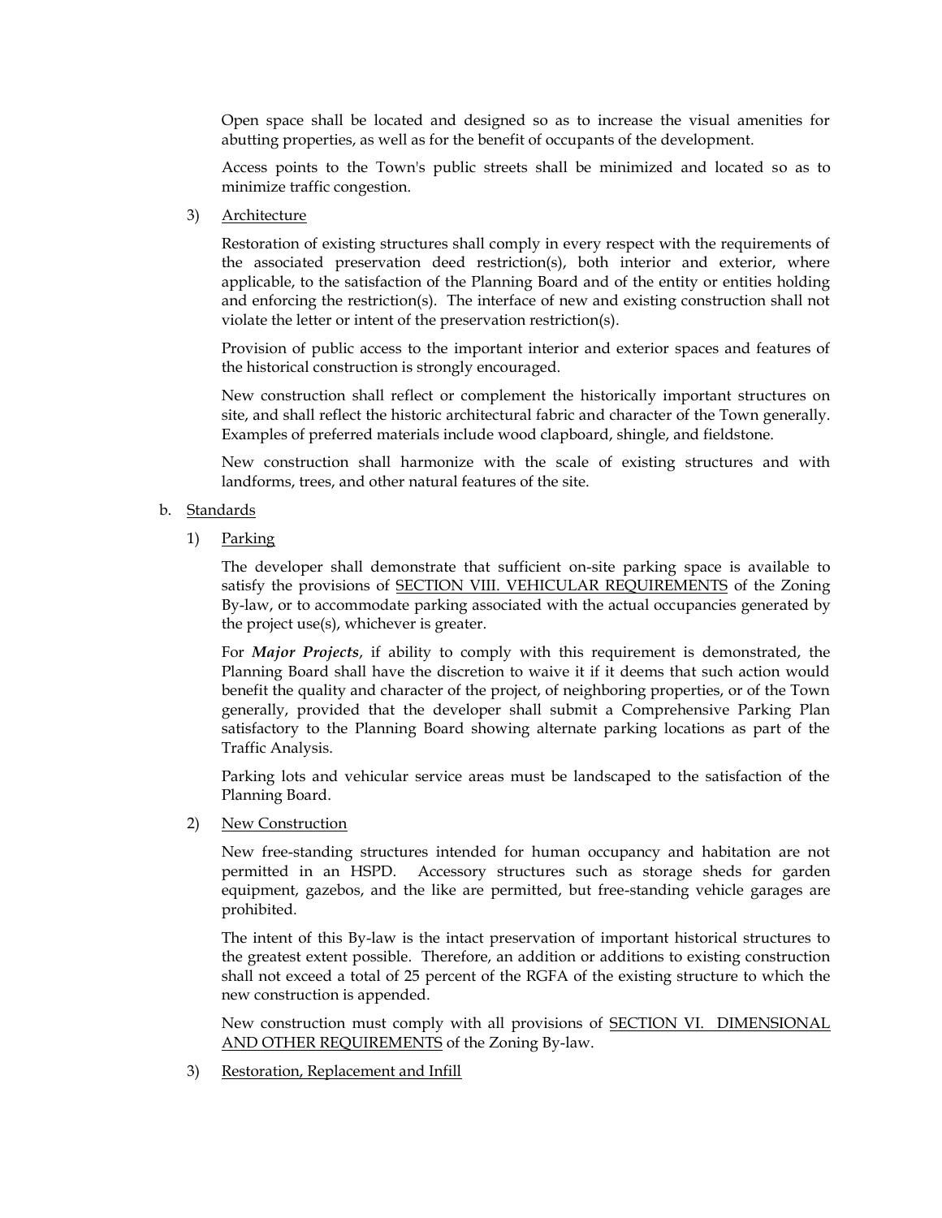Open space shall be located and designed so as to increase the visual amenities for abutting properties, as well as for the benefit of occupants of the development.

Access points to the Town's public streets shall be minimized and located so as to minimize traffic congestion.

3) Architecture

Restoration of existing structures shall comply in every respect with the requirements of the associated preservation deed restriction(s), both interior and exterior, where applicable, to the satisfaction of the Planning Board and of the entity or entities holding and enforcing the restriction(s). The interface of new and existing construction shall not violate the letter or intent of the preservation restriction(s).

Provision of public access to the important interior and exterior spaces and features of the historical construction is strongly encouraged.

New construction shall reflect or complement the historically important structures on site, and shall reflect the historic architectural fabric and character of the Town generally. Examples of preferred materials include wood clapboard, shingle, and fieldstone.

New construction shall harmonize with the scale of existing structures and with landforms, trees, and other natural features of the site.

b. Standards

1) Parking

The developer shall demonstrate that sufficient on-site parking space is available to satisfy the provisions of SECTION VIII. VEHICULAR REQUIREMENTS of the Zoning By-law, or to accommodate parking associated with the actual occupancies generated by the project use(s), whichever is greater.

For ***Major Projects***, if ability to comply with this requirement is demonstrated, the Planning Board shall have the discretion to waive it if it deems that such action would benefit the quality and character of the project, of neighboring properties, or of the Town generally, provided that the developer shall submit a Comprehensive Parking Plan satisfactory to the Planning Board showing alternate parking locations as part of the Traffic Analysis.

Parking lots and vehicular service areas must be landscaped to the satisfaction of the Planning Board.

2) New Construction

New free-standing structures intended for human occupancy and habitation are not permitted in an HSPD. Accessory structures such as storage sheds for garden equipment, gazebos, and the like are permitted, but free-standing vehicle garages are prohibited.

The intent of this By-law is the intact preservation of important historical structures to the greatest extent possible. Therefore, an addition or additions to existing construction shall not exceed a total of 25 percent of the RGFA of the existing structure to which the new construction is appended.

New construction must comply with all provisions of SECTION VI. DIMENSIONAL AND OTHER REQUIREMENTS of the Zoning By-law.

3) Restoration, Replacement and Infill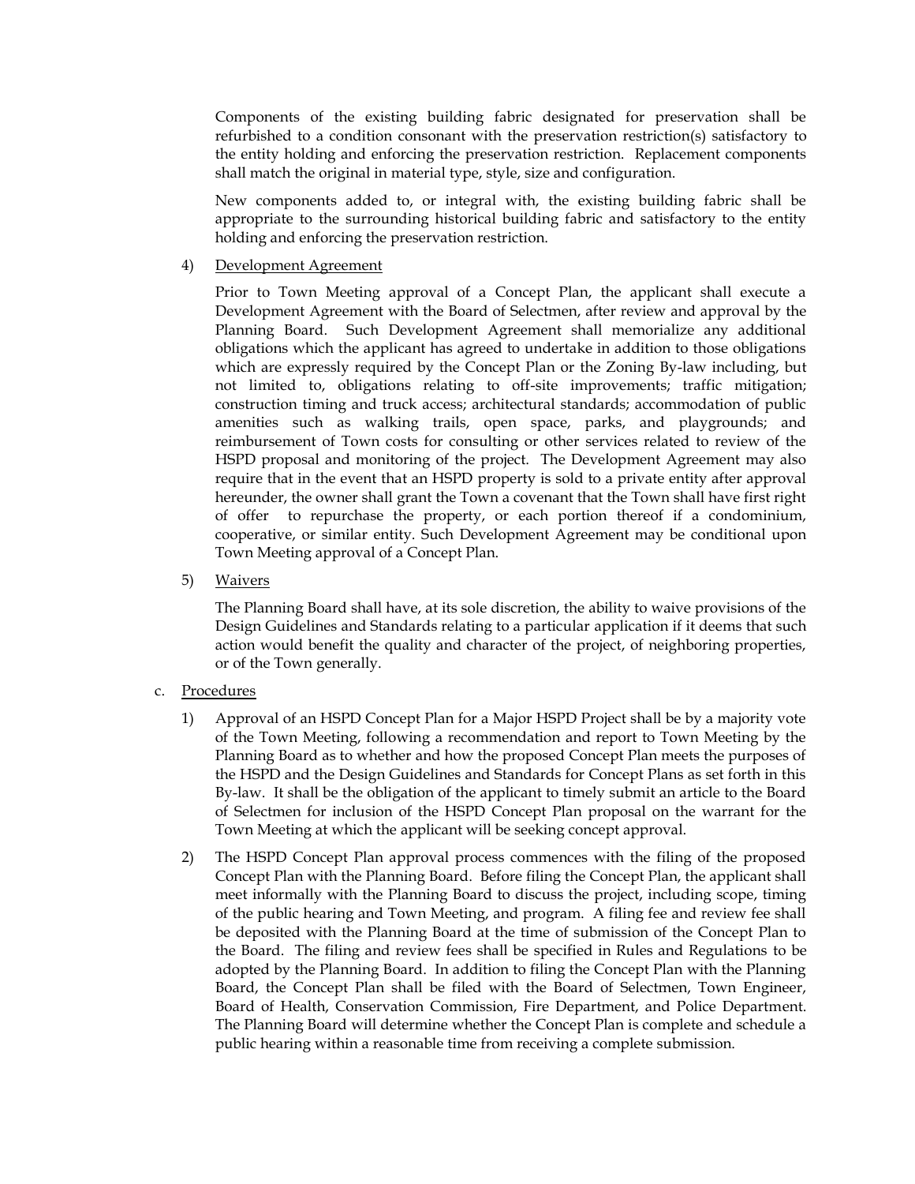Components of the existing building fabric designated for preservation shall be refurbished to a condition consonant with the preservation restriction(s) satisfactory to the entity holding and enforcing the preservation restriction. Replacement components shall match the original in material type, style, size and configuration.

New components added to, or integral with, the existing building fabric shall be appropriate to the surrounding historical building fabric and satisfactory to the entity holding and enforcing the preservation restriction.

4) <u>Development Agreement</u>

Prior to Town Meeting approval of a Concept Plan, the applicant shall execute a Development Agreement with the Board of Selectmen, after review and approval by the Planning Board. Such Development Agreement shall memorialize any additional obligations which the applicant has agreed to undertake in addition to those obligations which are expressly required by the Concept Plan or the Zoning By-law including, but not limited to, obligations relating to off-site improvements; traffic mitigation; construction timing and truck access; architectural standards; accommodation of public amenities such as walking trails, open space, parks, and playgrounds; and reimbursement of Town costs for consulting or other services related to review of the HSPD proposal and monitoring of the project. The Development Agreement may also require that in the event that an HSPD property is sold to a private entity after approval hereunder, the owner shall grant the Town a covenant that the Town shall have first right of offer to repurchase the property, or each portion thereof if a condominium, cooperative, or similar entity. Such Development Agreement may be conditional upon Town Meeting approval of a Concept Plan.

5) <u>Waivers</u>

The Planning Board shall have, at its sole discretion, the ability to waive provisions of the Design Guidelines and Standards relating to a particular application if it deems that such action would benefit the quality and character of the project, of neighboring properties, or of the Town generally.

c. <u>Procedures</u>

1) Approval of an HSPD Concept Plan for a Major HSPD Project shall be by a majority vote of the Town Meeting, following a recommendation and report to Town Meeting by the Planning Board as to whether and how the proposed Concept Plan meets the purposes of the HSPD and the Design Guidelines and Standards for Concept Plans as set forth in this By-law. It shall be the obligation of the applicant to timely submit an article to the Board of Selectmen for inclusion of the HSPD Concept Plan proposal on the warrant for the Town Meeting at which the applicant will be seeking concept approval.

2) The HSPD Concept Plan approval process commences with the filing of the proposed Concept Plan with the Planning Board. Before filing the Concept Plan, the applicant shall meet informally with the Planning Board to discuss the project, including scope, timing of the public hearing and Town Meeting, and program. A filing fee and review fee shall be deposited with the Planning Board at the time of submission of the Concept Plan to the Board. The filing and review fees shall be specified in Rules and Regulations to be adopted by the Planning Board. In addition to filing the Concept Plan with the Planning Board, the Concept Plan shall be filed with the Board of Selectmen, Town Engineer, Board of Health, Conservation Commission, Fire Department, and Police Department. The Planning Board will determine whether the Concept Plan is complete and schedule a public hearing within a reasonable time from receiving a complete submission.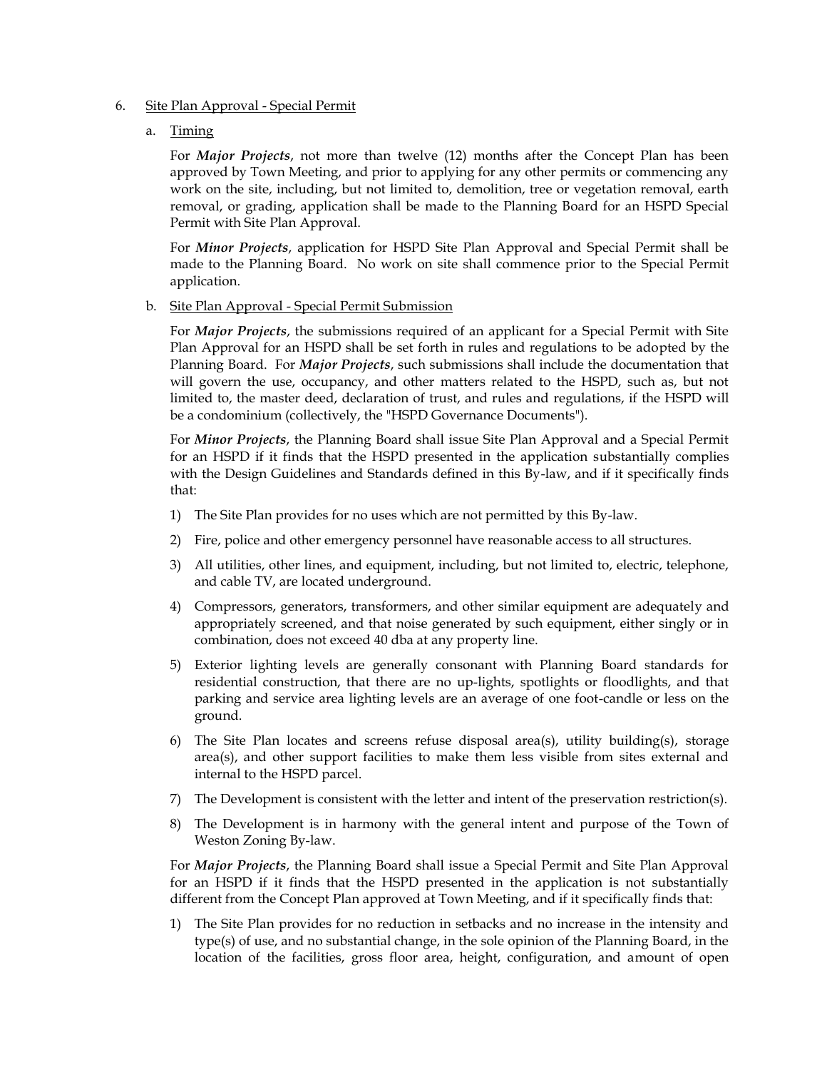6. Site Plan Approval - Special Permit

   a. Timing

   For ***Major Projects***, not more than twelve (12) months after the Concept Plan has been approved by Town Meeting, and prior to applying for any other permits or commencing any work on the site, including, but not limited to, demolition, tree or vegetation removal, earth removal, or grading, application shall be made to the Planning Board for an HSPD Special Permit with Site Plan Approval.

   For ***Minor Projects***, application for HSPD Site Plan Approval and Special Permit shall be made to the Planning Board. No work on site shall commence prior to the Special Permit application.

   b. Site Plan Approval - Special Permit Submission

   For ***Major Projects***, the submissions required of an applicant for a Special Permit with Site Plan Approval for an HSPD shall be set forth in rules and regulations to be adopted by the Planning Board. For ***Major Projects***, such submissions shall include the documentation that will govern the use, occupancy, and other matters related to the HSPD, such as, but not limited to, the master deed, declaration of trust, and rules and regulations, if the HSPD will be a condominium (collectively, the "HSPD Governance Documents").

   For ***Minor Projects***, the Planning Board shall issue Site Plan Approval and a Special Permit for an HSPD if it finds that the HSPD presented in the application substantially complies with the Design Guidelines and Standards defined in this By-law, and if it specifically finds that:

   1) The Site Plan provides for no uses which are not permitted by this By-law.
   2) Fire, police and other emergency personnel have reasonable access to all structures.
   3) All utilities, other lines, and equipment, including, but not limited to, electric, telephone, and cable TV, are located underground.
   4) Compressors, generators, transformers, and other similar equipment are adequately and appropriately screened, and that noise generated by such equipment, either singly or in combination, does not exceed 40 dba at any property line.
   5) Exterior lighting levels are generally consonant with Planning Board standards for residential construction, that there are no up-lights, spotlights or floodlights, and that parking and service area lighting levels are an average of one foot-candle or less on the ground.
   6) The Site Plan locates and screens refuse disposal area(s), utility building(s), storage area(s), and other support facilities to make them less visible from sites external and internal to the HSPD parcel.
   7) The Development is consistent with the letter and intent of the preservation restriction(s).
   8) The Development is in harmony with the general intent and purpose of the Town of Weston Zoning By-law.

   For ***Major Projects***, the Planning Board shall issue a Special Permit and Site Plan Approval for an HSPD if it finds that the HSPD presented in the application is not substantially different from the Concept Plan approved at Town Meeting, and if it specifically finds that:

   1) The Site Plan provides for no reduction in setbacks and no increase in the intensity and type(s) of use, and no substantial change, in the sole opinion of the Planning Board, in the location of the facilities, gross floor area, height, configuration, and amount of open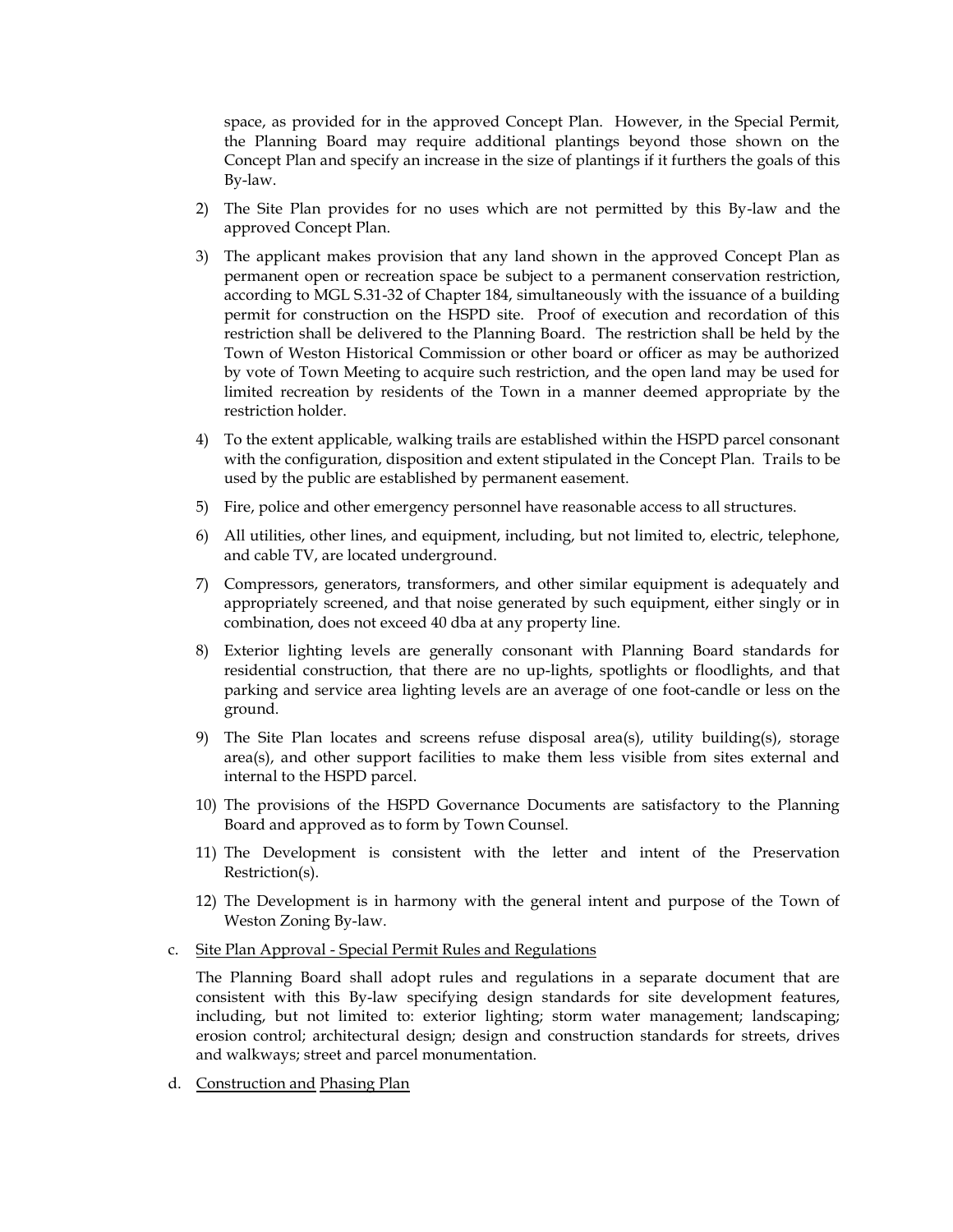space, as provided for in the approved Concept Plan. However, in the Special Permit, the Planning Board may require additional plantings beyond those shown on the Concept Plan and specify an increase in the size of plantings if it furthers the goals of this By-law.

2) The Site Plan provides for no uses which are not permitted by this By-law and the approved Concept Plan.

3) The applicant makes provision that any land shown in the approved Concept Plan as permanent open or recreation space be subject to a permanent conservation restriction, according to MGL S.31-32 of Chapter 184, simultaneously with the issuance of a building permit for construction on the HSPD site. Proof of execution and recordation of this restriction shall be delivered to the Planning Board. The restriction shall be held by the Town of Weston Historical Commission or other board or officer as may be authorized by vote of Town Meeting to acquire such restriction, and the open land may be used for limited recreation by residents of the Town in a manner deemed appropriate by the restriction holder.

4) To the extent applicable, walking trails are established within the HSPD parcel consonant with the configuration, disposition and extent stipulated in the Concept Plan. Trails to be used by the public are established by permanent easement.

5) Fire, police and other emergency personnel have reasonable access to all structures.

6) All utilities, other lines, and equipment, including, but not limited to, electric, telephone, and cable TV, are located underground.

7) Compressors, generators, transformers, and other similar equipment is adequately and appropriately screened, and that noise generated by such equipment, either singly or in combination, does not exceed 40 dba at any property line.

8) Exterior lighting levels are generally consonant with Planning Board standards for residential construction, that there are no up-lights, spotlights or floodlights, and that parking and service area lighting levels are an average of one foot-candle or less on the ground.

9) The Site Plan locates and screens refuse disposal area(s), utility building(s), storage area(s), and other support facilities to make them less visible from sites external and internal to the HSPD parcel.

10) The provisions of the HSPD Governance Documents are satisfactory to the Planning Board and approved as to form by Town Counsel.

11) The Development is consistent with the letter and intent of the Preservation Restriction(s).

12) The Development is in harmony with the general intent and purpose of the Town of Weston Zoning By-law.

c. <u>Site Plan Approval - Special Permit Rules and Regulations</u>

The Planning Board shall adopt rules and regulations in a separate document that are consistent with this By-law specifying design standards for site development features, including, but not limited to: exterior lighting; storm water management; landscaping; erosion control; architectural design; design and construction standards for streets, drives and walkways; street and parcel monumentation.

d. <u>Construction and Phasing Plan</u>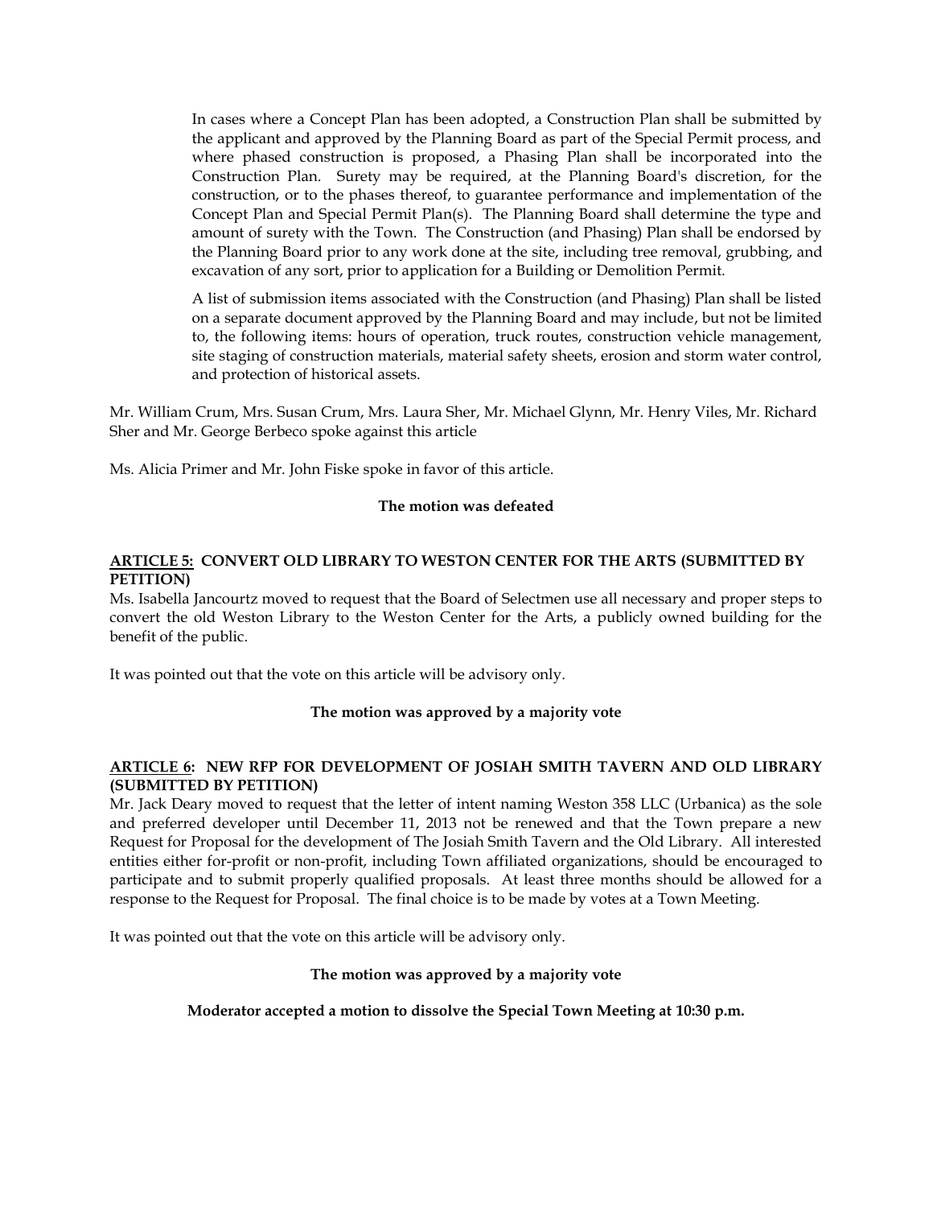In cases where a Concept Plan has been adopted, a Construction Plan shall be submitted by the applicant and approved by the Planning Board as part of the Special Permit process, and where phased construction is proposed, a Phasing Plan shall be incorporated into the Construction Plan. Surety may be required, at the Planning Board's discretion, for the construction, or to the phases thereof, to guarantee performance and implementation of the Concept Plan and Special Permit Plan(s). The Planning Board shall determine the type and amount of surety with the Town. The Construction (and Phasing) Plan shall be endorsed by the Planning Board prior to any work done at the site, including tree removal, grubbing, and excavation of any sort, prior to application for a Building or Demolition Permit.

A list of submission items associated with the Construction (and Phasing) Plan shall be listed on a separate document approved by the Planning Board and may include, but not be limited to, the following items: hours of operation, truck routes, construction vehicle management, site staging of construction materials, material safety sheets, erosion and storm water control, and protection of historical assets.

Mr. William Crum, Mrs. Susan Crum, Mrs. Laura Sher, Mr. Michael Glynn, Mr. Henry Viles, Mr. Richard Sher and Mr. George Berbeco spoke against this article

Ms. Alicia Primer and Mr. John Fiske spoke in favor of this article.

**The motion was defeated**

**ARTICLE 5: CONVERT OLD LIBRARY TO WESTON CENTER FOR THE ARTS (SUBMITTED BY PETITION)**

Ms. Isabella Jancourtz moved to request that the Board of Selectmen use all necessary and proper steps to convert the old Weston Library to the Weston Center for the Arts, a publicly owned building for the benefit of the public.

It was pointed out that the vote on this article will be advisory only.

**The motion was approved by a majority vote**

**ARTICLE 6: NEW RFP FOR DEVELOPMENT OF JOSIAH SMITH TAVERN AND OLD LIBRARY (SUBMITTED BY PETITION)**

Mr. Jack Deary moved to request that the letter of intent naming Weston 358 LLC (Urbanica) as the sole and preferred developer until December 11, 2013 not be renewed and that the Town prepare a new Request for Proposal for the development of The Josiah Smith Tavern and the Old Library. All interested entities either for-profit or non-profit, including Town affiliated organizations, should be encouraged to participate and to submit properly qualified proposals. At least three months should be allowed for a response to the Request for Proposal. The final choice is to be made by votes at a Town Meeting.

It was pointed out that the vote on this article will be advisory only.

**The motion was approved by a majority vote**

**Moderator accepted a motion to dissolve the Special Town Meeting at 10:30 p.m.**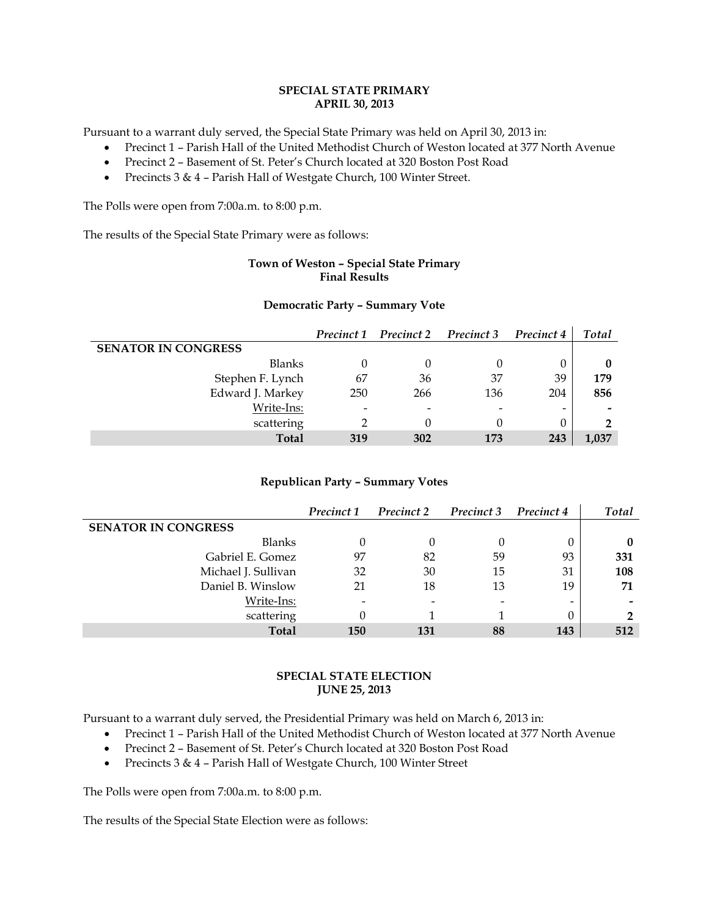**SPECIAL STATE PRIMARY**
**APRIL 30, 2013**

Pursuant to a warrant duly served, the Special State Primary was held on April 30, 2013 in:

- Precinct 1 – Parish Hall of the United Methodist Church of Weston located at 377 North Avenue
- Precinct 2 – Basement of St. Peter's Church located at 320 Boston Post Road
- Precincts 3 & 4 – Parish Hall of Westgate Church, 100 Winter Street.

The Polls were open from 7:00a.m. to 8:00 p.m.

The results of the Special State Primary were as follows:

**Town of Weston – Special State Primary**
**Final Results**

**Democratic Party – Summary Vote**

| | *Precinct 1* | *Precinct 2* | *Precinct 3* | *Precinct 4* | *Total* |
|---|---|---|---|---|---|
| **SENATOR IN CONGRESS** | | | | | |
| Blanks | 0 | 0 | 0 | 0 | **0** |
| Stephen F. Lynch | 67 | 36 | 37 | 39 | **179** |
| Edward J. Markey | 250 | 266 | 136 | 204 | **856** |
| Write-Ins: | - | - | - | - | **-** |
| scattering | 2 | 0 | 0 | 0 | **2** |
| **Total** | **319** | **302** | **173** | **243** | **1,037** |

**Republican Party – Summary Votes**

| | *Precinct 1* | *Precinct 2* | *Precinct 3* | *Precinct 4* | *Total* |
|---|---|---|---|---|---|
| **SENATOR IN CONGRESS** | | | | | |
| Blanks | 0 | 0 | 0 | 0 | **0** |
| Gabriel E. Gomez | 97 | 82 | 59 | 93 | **331** |
| Michael J. Sullivan | 32 | 30 | 15 | 31 | **108** |
| Daniel B. Winslow | 21 | 18 | 13 | 19 | **71** |
| Write-Ins: | - | - | - | - | **-** |
| scattering | 0 | 1 | 1 | 0 | **2** |
| **Total** | **150** | **131** | **88** | **143** | **512** |

**SPECIAL STATE ELECTION**
**JUNE 25, 2013**

Pursuant to a warrant duly served, the Presidential Primary was held on March 6, 2013 in:

- Precinct 1 – Parish Hall of the United Methodist Church of Weston located at 377 North Avenue
- Precinct 2 – Basement of St. Peter's Church located at 320 Boston Post Road
- Precincts 3 & 4 – Parish Hall of Westgate Church, 100 Winter Street

The Polls were open from 7:00a.m. to 8:00 p.m.

The results of the Special State Election were as follows: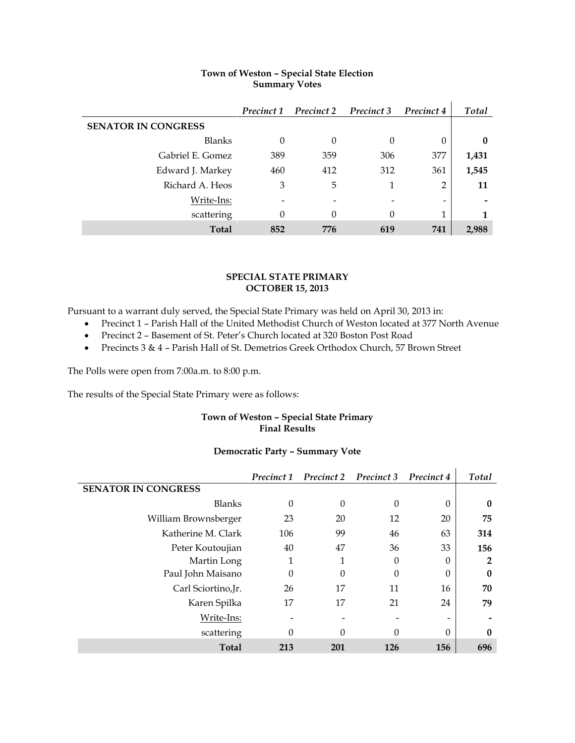**Town of Weston – Special State Election**
**Summary Votes**

| | *Precinct 1* | *Precinct 2* | *Precinct 3* | *Precinct 4* | *Total* |
|---|---|---|---|---|---|
| **SENATOR IN CONGRESS** | | | | | |
| Blanks | 0 | 0 | 0 | 0 | **0** |
| Gabriel E. Gomez | 389 | 359 | 306 | 377 | **1,431** |
| Edward J. Markey | 460 | 412 | 312 | 361 | **1,545** |
| Richard A. Heos | 3 | 5 | 1 | 2 | **11** |
| Write-Ins: | - | - | - | - | **-** |
| scattering | 0 | 0 | 0 | 1 | **1** |
| **Total** | **852** | **776** | **619** | **741** | **2,988** |

## SPECIAL STATE PRIMARY
## OCTOBER 15, 2013

Pursuant to a warrant duly served, the Special State Primary was held on April 30, 2013 in:

- Precinct 1 – Parish Hall of the United Methodist Church of Weston located at 377 North Avenue
- Precinct 2 – Basement of St. Peter's Church located at 320 Boston Post Road
- Precincts 3 & 4 – Parish Hall of St. Demetrios Greek Orthodox Church, 57 Brown Street

The Polls were open from 7:00a.m. to 8:00 p.m.

The results of the Special State Primary were as follows:

**Town of Weston – Special State Primary**
**Final Results**

**Democratic Party – Summary Vote**

| | *Precinct 1* | *Precinct 2* | *Precinct 3* | *Precinct 4* | *Total* |
|---|---|---|---|---|---|
| **SENATOR IN CONGRESS** | | | | | |
| Blanks | 0 | 0 | 0 | 0 | **0** |
| William Brownsberger | 23 | 20 | 12 | 20 | **75** |
| Katherine M. Clark | 106 | 99 | 46 | 63 | **314** |
| Peter Koutoujian | 40 | 47 | 36 | 33 | **156** |
| Martin Long | 1 | 1 | 0 | 0 | **2** |
| Paul John Maisano | 0 | 0 | 0 | 0 | **0** |
| Carl Sciortino,Jr. | 26 | 17 | 11 | 16 | **70** |
| Karen Spilka | 17 | 17 | 21 | 24 | **79** |
| Write-Ins: | - | - | - | - | **-** |
| scattering | 0 | 0 | 0 | 0 | **0** |
| **Total** | **213** | **201** | **126** | **156** | **696** |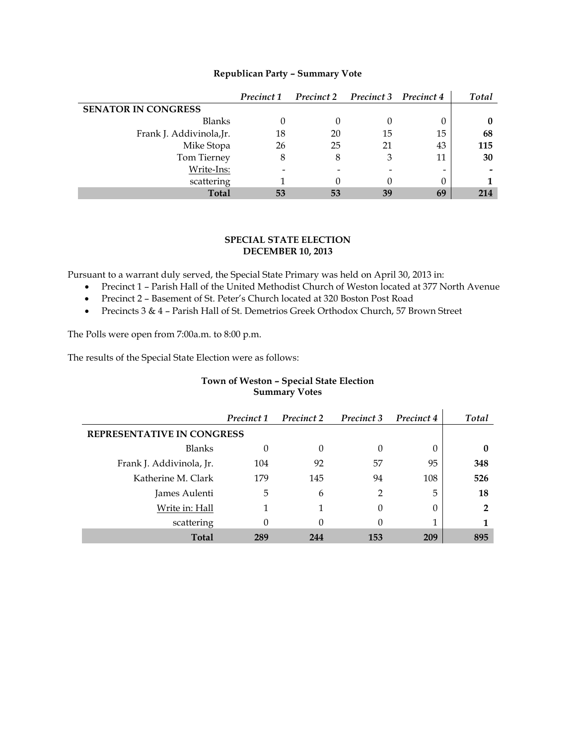**Republican Party – Summary Vote**

| | *Precinct 1* | *Precinct 2* | *Precinct 3* | *Precinct 4* | *Total* |
|---|---|---|---|---|---|
| **SENATOR IN CONGRESS** | | | | | |
| Blanks | 0 | 0 | 0 | 0 | **0** |
| Frank J. Addivinola,Jr. | 18 | 20 | 15 | 15 | **68** |
| Mike Stopa | 26 | 25 | 21 | 43 | **115** |
| Tom Tierney | 8 | 8 | 3 | 11 | **30** |
| Write-Ins: | - | - | - | - | **-** |
| scattering | 1 | 0 | 0 | 0 | **1** |
| **Total** | **53** | **53** | **39** | **69** | **214** |

**SPECIAL STATE ELECTION**
**DECEMBER 10, 2013**

Pursuant to a warrant duly served, the Special State Primary was held on April 30, 2013 in:

- Precinct 1 – Parish Hall of the United Methodist Church of Weston located at 377 North Avenue
- Precinct 2 – Basement of St. Peter's Church located at 320 Boston Post Road
- Precincts 3 & 4 – Parish Hall of St. Demetrios Greek Orthodox Church, 57 Brown Street

The Polls were open from 7:00a.m. to 8:00 p.m.

The results of the Special State Election were as follows:

**Town of Weston – Special State Election**
**Summary Votes**

| | *Precinct 1* | *Precinct 2* | *Precinct 3* | *Precinct 4* | *Total* |
|---|---|---|---|---|---|
| **REPRESENTATIVE IN CONGRESS** | | | | | |
| Blanks | 0 | 0 | 0 | 0 | **0** |
| Frank J. Addivinola, Jr. | 104 | 92 | 57 | 95 | **348** |
| Katherine M. Clark | 179 | 145 | 94 | 108 | **526** |
| James Aulenti | 5 | 6 | 2 | 5 | **18** |
| Write in: Hall | 1 | 1 | 0 | 0 | **2** |
| scattering | 0 | 0 | 0 | 1 | **1** |
| **Total** | **289** | **244** | **153** | **209** | **895** |